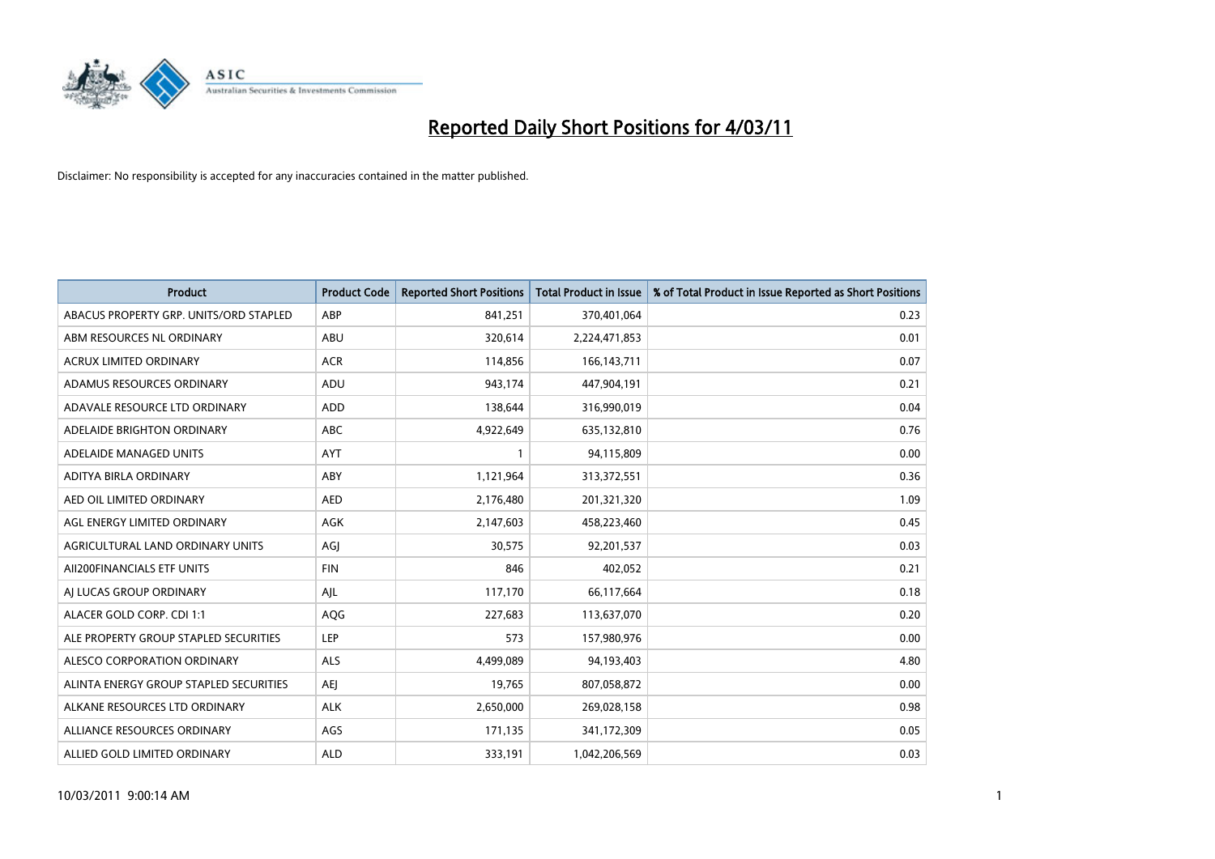# Reported Daily Short Positions for 4/03/11

Disclaimer: No responsibility is accepted for any inaccuracies contained in the matter published.

| Product | Product Code | Reported Short Positions | Total Product in Issue | % of Total Product in Issue Reported as Short Positions |
|---|---|---|---|---|
| ABACUS PROPERTY GRP. UNITS/ORD STAPLED | ABP | 841,251 | 370,401,064 | 0.23 |
| ABM RESOURCES NL ORDINARY | ABU | 320,614 | 2,224,471,853 | 0.01 |
| ACRUX LIMITED ORDINARY | ACR | 114,856 | 166,143,711 | 0.07 |
| ADAMUS RESOURCES ORDINARY | ADU | 943,174 | 447,904,191 | 0.21 |
| ADAVALE RESOURCE LTD ORDINARY | ADD | 138,644 | 316,990,019 | 0.04 |
| ADELAIDE BRIGHTON ORDINARY | ABC | 4,922,649 | 635,132,810 | 0.76 |
| ADELAIDE MANAGED UNITS | AYT | 1 | 94,115,809 | 0.00 |
| ADITYA BIRLA ORDINARY | ABY | 1,121,964 | 313,372,551 | 0.36 |
| AED OIL LIMITED ORDINARY | AED | 2,176,480 | 201,321,320 | 1.09 |
| AGL ENERGY LIMITED ORDINARY | AGK | 2,147,603 | 458,223,460 | 0.45 |
| AGRICULTURAL LAND ORDINARY UNITS | AGJ | 30,575 | 92,201,537 | 0.03 |
| AII200FINANCIALS ETF UNITS | FIN | 846 | 402,052 | 0.21 |
| AJ LUCAS GROUP ORDINARY | AJL | 117,170 | 66,117,664 | 0.18 |
| ALACER GOLD CORP. CDI 1:1 | AQG | 227,683 | 113,637,070 | 0.20 |
| ALE PROPERTY GROUP STAPLED SECURITIES | LEP | 573 | 157,980,976 | 0.00 |
| ALESCO CORPORATION ORDINARY | ALS | 4,499,089 | 94,193,403 | 4.80 |
| ALINTA ENERGY GROUP STAPLED SECURITIES | AEJ | 19,765 | 807,058,872 | 0.00 |
| ALKANE RESOURCES LTD ORDINARY | ALK | 2,650,000 | 269,028,158 | 0.98 |
| ALLIANCE RESOURCES ORDINARY | AGS | 171,135 | 341,172,309 | 0.05 |
| ALLIED GOLD LIMITED ORDINARY | ALD | 333,191 | 1,042,206,569 | 0.03 |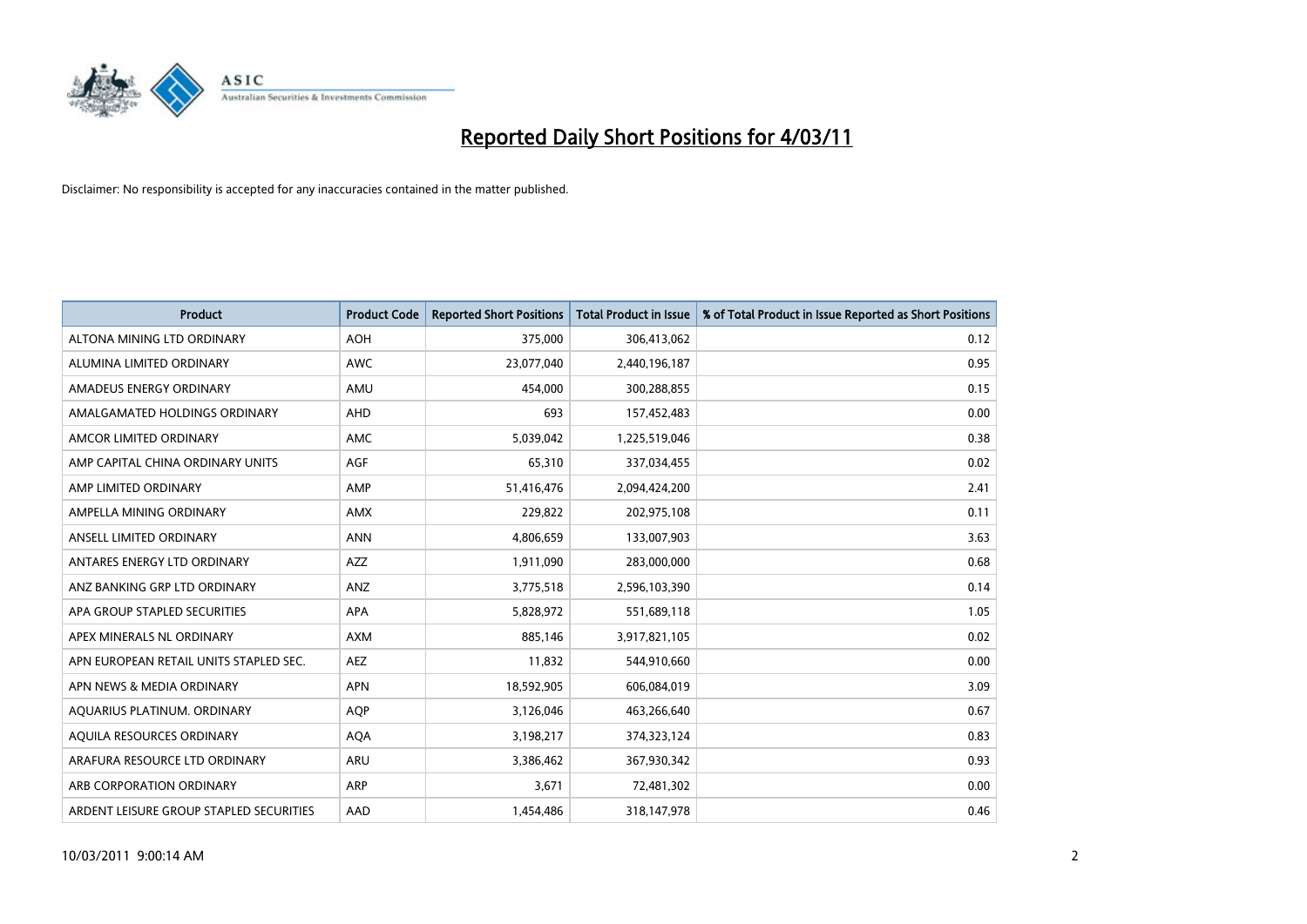# Reported Daily Short Positions for 4/03/11

Disclaimer: No responsibility is accepted for any inaccuracies contained in the matter published.

| Product | Product Code | Reported Short Positions | Total Product in Issue | % of Total Product in Issue Reported as Short Positions |
|---|---|---|---|---|
| ALTONA MINING LTD ORDINARY | AOH | 375,000 | 306,413,062 | 0.12 |
| ALUMINA LIMITED ORDINARY | AWC | 23,077,040 | 2,440,196,187 | 0.95 |
| AMADEUS ENERGY ORDINARY | AMU | 454,000 | 300,288,855 | 0.15 |
| AMALGAMATED HOLDINGS ORDINARY | AHD | 693 | 157,452,483 | 0.00 |
| AMCOR LIMITED ORDINARY | AMC | 5,039,042 | 1,225,519,046 | 0.38 |
| AMP CAPITAL CHINA ORDINARY UNITS | AGF | 65,310 | 337,034,455 | 0.02 |
| AMP LIMITED ORDINARY | AMP | 51,416,476 | 2,094,424,200 | 2.41 |
| AMPELLA MINING ORDINARY | AMX | 229,822 | 202,975,108 | 0.11 |
| ANSELL LIMITED ORDINARY | ANN | 4,806,659 | 133,007,903 | 3.63 |
| ANTARES ENERGY LTD ORDINARY | AZZ | 1,911,090 | 283,000,000 | 0.68 |
| ANZ BANKING GRP LTD ORDINARY | ANZ | 3,775,518 | 2,596,103,390 | 0.14 |
| APA GROUP STAPLED SECURITIES | APA | 5,828,972 | 551,689,118 | 1.05 |
| APEX MINERALS NL ORDINARY | AXM | 885,146 | 3,917,821,105 | 0.02 |
| APN EUROPEAN RETAIL UNITS STAPLED SEC. | AEZ | 11,832 | 544,910,660 | 0.00 |
| APN NEWS & MEDIA ORDINARY | APN | 18,592,905 | 606,084,019 | 3.09 |
| AQUARIUS PLATINUM. ORDINARY | AQP | 3,126,046 | 463,266,640 | 0.67 |
| AQUILA RESOURCES ORDINARY | AQA | 3,198,217 | 374,323,124 | 0.83 |
| ARAFURA RESOURCE LTD ORDINARY | ARU | 3,386,462 | 367,930,342 | 0.93 |
| ARB CORPORATION ORDINARY | ARP | 3,671 | 72,481,302 | 0.00 |
| ARDENT LEISURE GROUP STAPLED SECURITIES | AAD | 1,454,486 | 318,147,978 | 0.46 |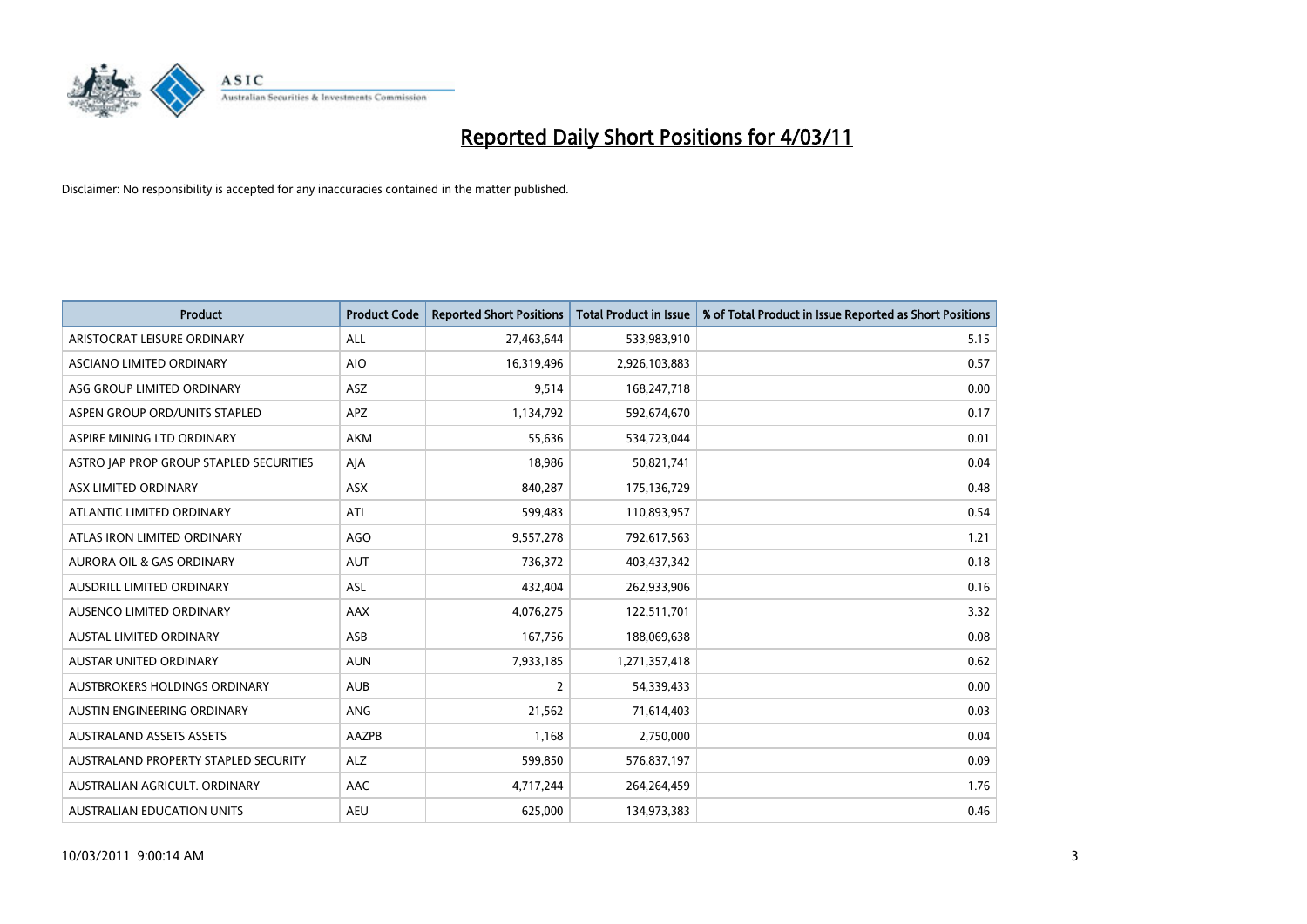# Reported Daily Short Positions for 4/03/11

Disclaimer: No responsibility is accepted for any inaccuracies contained in the matter published.

| Product | Product Code | Reported Short Positions | Total Product in Issue | % of Total Product in Issue Reported as Short Positions |
|---|---|---|---|---|
| ARISTOCRAT LEISURE ORDINARY | ALL | 27,463,644 | 533,983,910 | 5.15 |
| ASCIANO LIMITED ORDINARY | AIO | 16,319,496 | 2,926,103,883 | 0.57 |
| ASG GROUP LIMITED ORDINARY | ASZ | 9,514 | 168,247,718 | 0.00 |
| ASPEN GROUP ORD/UNITS STAPLED | APZ | 1,134,792 | 592,674,670 | 0.17 |
| ASPIRE MINING LTD ORDINARY | AKM | 55,636 | 534,723,044 | 0.01 |
| ASTRO JAP PROP GROUP STAPLED SECURITIES | AJA | 18,986 | 50,821,741 | 0.04 |
| ASX LIMITED ORDINARY | ASX | 840,287 | 175,136,729 | 0.48 |
| ATLANTIC LIMITED ORDINARY | ATI | 599,483 | 110,893,957 | 0.54 |
| ATLAS IRON LIMITED ORDINARY | AGO | 9,557,278 | 792,617,563 | 1.21 |
| AURORA OIL & GAS ORDINARY | AUT | 736,372 | 403,437,342 | 0.18 |
| AUSDRILL LIMITED ORDINARY | ASL | 432,404 | 262,933,906 | 0.16 |
| AUSENCO LIMITED ORDINARY | AAX | 4,076,275 | 122,511,701 | 3.32 |
| AUSTAL LIMITED ORDINARY | ASB | 167,756 | 188,069,638 | 0.08 |
| AUSTAR UNITED ORDINARY | AUN | 7,933,185 | 1,271,357,418 | 0.62 |
| AUSTBROKERS HOLDINGS ORDINARY | AUB | 2 | 54,339,433 | 0.00 |
| AUSTIN ENGINEERING ORDINARY | ANG | 21,562 | 71,614,403 | 0.03 |
| AUSTRALAND ASSETS ASSETS | AAZPB | 1,168 | 2,750,000 | 0.04 |
| AUSTRALAND PROPERTY STAPLED SECURITY | ALZ | 599,850 | 576,837,197 | 0.09 |
| AUSTRALIAN AGRICULT. ORDINARY | AAC | 4,717,244 | 264,264,459 | 1.76 |
| AUSTRALIAN EDUCATION UNITS | AEU | 625,000 | 134,973,383 | 0.46 |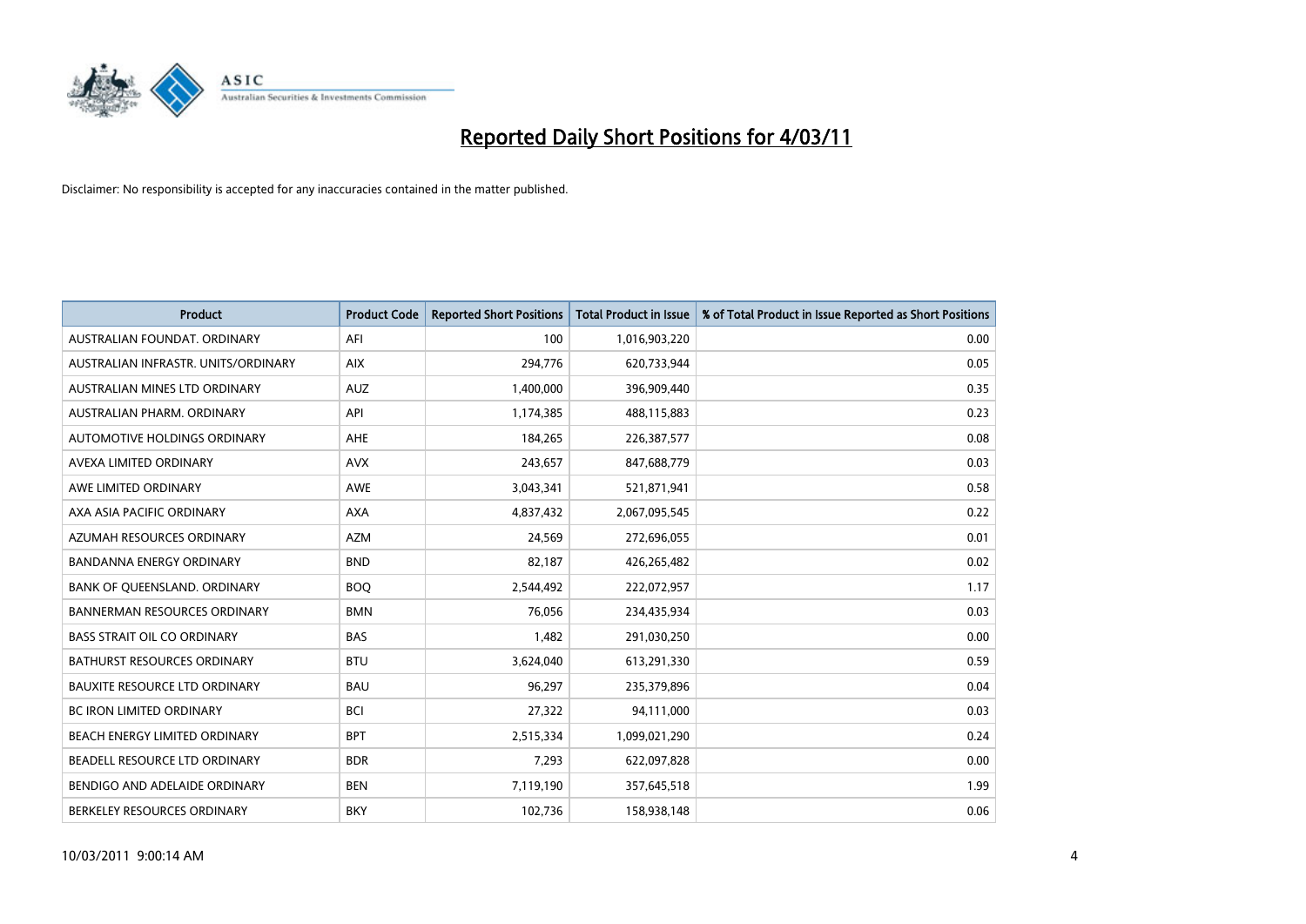# Reported Daily Short Positions for 4/03/11

Disclaimer: No responsibility is accepted for any inaccuracies contained in the matter published.

| Product | Product Code | Reported Short Positions | Total Product in Issue | % of Total Product in Issue Reported as Short Positions |
|---|---|---|---|---|
| AUSTRALIAN FOUNDAT. ORDINARY | AFI | 100 | 1,016,903,220 | 0.00 |
| AUSTRALIAN INFRASTR. UNITS/ORDINARY | AIX | 294,776 | 620,733,944 | 0.05 |
| AUSTRALIAN MINES LTD ORDINARY | AUZ | 1,400,000 | 396,909,440 | 0.35 |
| AUSTRALIAN PHARM. ORDINARY | API | 1,174,385 | 488,115,883 | 0.23 |
| AUTOMOTIVE HOLDINGS ORDINARY | AHE | 184,265 | 226,387,577 | 0.08 |
| AVEXA LIMITED ORDINARY | AVX | 243,657 | 847,688,779 | 0.03 |
| AWE LIMITED ORDINARY | AWE | 3,043,341 | 521,871,941 | 0.58 |
| AXA ASIA PACIFIC ORDINARY | AXA | 4,837,432 | 2,067,095,545 | 0.22 |
| AZUMAH RESOURCES ORDINARY | AZM | 24,569 | 272,696,055 | 0.01 |
| BANDANNA ENERGY ORDINARY | BND | 82,187 | 426,265,482 | 0.02 |
| BANK OF QUEENSLAND. ORDINARY | BOQ | 2,544,492 | 222,072,957 | 1.17 |
| BANNERMAN RESOURCES ORDINARY | BMN | 76,056 | 234,435,934 | 0.03 |
| BASS STRAIT OIL CO ORDINARY | BAS | 1,482 | 291,030,250 | 0.00 |
| BATHURST RESOURCES ORDINARY | BTU | 3,624,040 | 613,291,330 | 0.59 |
| BAUXITE RESOURCE LTD ORDINARY | BAU | 96,297 | 235,379,896 | 0.04 |
| BC IRON LIMITED ORDINARY | BCI | 27,322 | 94,111,000 | 0.03 |
| BEACH ENERGY LIMITED ORDINARY | BPT | 2,515,334 | 1,099,021,290 | 0.24 |
| BEADELL RESOURCE LTD ORDINARY | BDR | 7,293 | 622,097,828 | 0.00 |
| BENDIGO AND ADELAIDE ORDINARY | BEN | 7,119,190 | 357,645,518 | 1.99 |
| BERKELEY RESOURCES ORDINARY | BKY | 102,736 | 158,938,148 | 0.06 |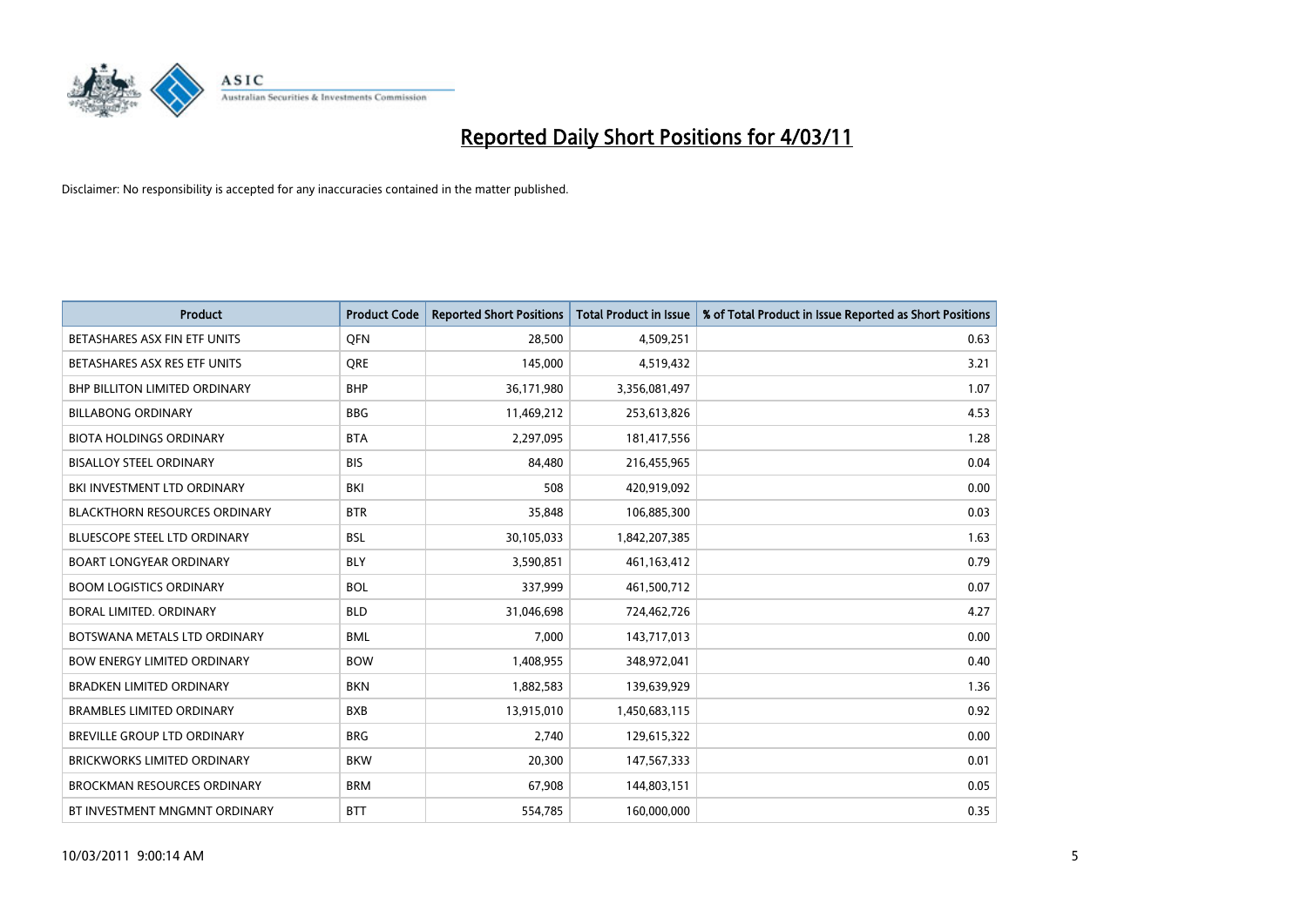# Reported Daily Short Positions for 4/03/11

Disclaimer: No responsibility is accepted for any inaccuracies contained in the matter published.

| Product | Product Code | Reported Short Positions | Total Product in Issue | % of Total Product in Issue Reported as Short Positions |
|---|---|---|---|---|
| BETASHARES ASX FIN ETF UNITS | QFN | 28,500 | 4,509,251 | 0.63 |
| BETASHARES ASX RES ETF UNITS | QRE | 145,000 | 4,519,432 | 3.21 |
| BHP BILLITON LIMITED ORDINARY | BHP | 36,171,980 | 3,356,081,497 | 1.07 |
| BILLABONG ORDINARY | BBG | 11,469,212 | 253,613,826 | 4.53 |
| BIOTA HOLDINGS ORDINARY | BTA | 2,297,095 | 181,417,556 | 1.28 |
| BISALLOY STEEL ORDINARY | BIS | 84,480 | 216,455,965 | 0.04 |
| BKI INVESTMENT LTD ORDINARY | BKI | 508 | 420,919,092 | 0.00 |
| BLACKTHORN RESOURCES ORDINARY | BTR | 35,848 | 106,885,300 | 0.03 |
| BLUESCOPE STEEL LTD ORDINARY | BSL | 30,105,033 | 1,842,207,385 | 1.63 |
| BOART LONGYEAR ORDINARY | BLY | 3,590,851 | 461,163,412 | 0.79 |
| BOOM LOGISTICS ORDINARY | BOL | 337,999 | 461,500,712 | 0.07 |
| BORAL LIMITED. ORDINARY | BLD | 31,046,698 | 724,462,726 | 4.27 |
| BOTSWANA METALS LTD ORDINARY | BML | 7,000 | 143,717,013 | 0.00 |
| BOW ENERGY LIMITED ORDINARY | BOW | 1,408,955 | 348,972,041 | 0.40 |
| BRADKEN LIMITED ORDINARY | BKN | 1,882,583 | 139,639,929 | 1.36 |
| BRAMBLES LIMITED ORDINARY | BXB | 13,915,010 | 1,450,683,115 | 0.92 |
| BREVILLE GROUP LTD ORDINARY | BRG | 2,740 | 129,615,322 | 0.00 |
| BRICKWORKS LIMITED ORDINARY | BKW | 20,300 | 147,567,333 | 0.01 |
| BROCKMAN RESOURCES ORDINARY | BRM | 67,908 | 144,803,151 | 0.05 |
| BT INVESTMENT MNGMNT ORDINARY | BTT | 554,785 | 160,000,000 | 0.35 |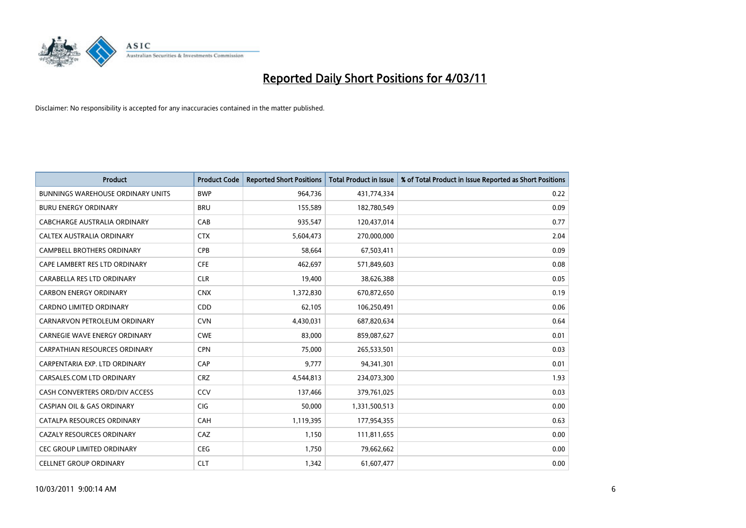# Reported Daily Short Positions for 4/03/11

Disclaimer: No responsibility is accepted for any inaccuracies contained in the matter published.

| Product | Product Code | Reported Short Positions | Total Product in Issue | % of Total Product in Issue Reported as Short Positions |
|---|---|---|---|---|
| BUNNINGS WAREHOUSE ORDINARY UNITS | BWP | 964,736 | 431,774,334 | 0.22 |
| BURU ENERGY ORDINARY | BRU | 155,589 | 182,780,549 | 0.09 |
| CABCHARGE AUSTRALIA ORDINARY | CAB | 935,547 | 120,437,014 | 0.77 |
| CALTEX AUSTRALIA ORDINARY | CTX | 5,604,473 | 270,000,000 | 2.04 |
| CAMPBELL BROTHERS ORDINARY | CPB | 58,664 | 67,503,411 | 0.09 |
| CAPE LAMBERT RES LTD ORDINARY | CFE | 462,697 | 571,849,603 | 0.08 |
| CARABELLA RES LTD ORDINARY | CLR | 19,400 | 38,626,388 | 0.05 |
| CARBON ENERGY ORDINARY | CNX | 1,372,830 | 670,872,650 | 0.19 |
| CARDNO LIMITED ORDINARY | CDD | 62,105 | 106,250,491 | 0.06 |
| CARNARVON PETROLEUM ORDINARY | CVN | 4,430,031 | 687,820,634 | 0.64 |
| CARNEGIE WAVE ENERGY ORDINARY | CWE | 83,000 | 859,087,627 | 0.01 |
| CARPATHIAN RESOURCES ORDINARY | CPN | 75,000 | 265,533,501 | 0.03 |
| CARPENTARIA EXP. LTD ORDINARY | CAP | 9,777 | 94,341,301 | 0.01 |
| CARSALES.COM LTD ORDINARY | CRZ | 4,544,813 | 234,073,300 | 1.93 |
| CASH CONVERTERS ORD/DIV ACCESS | CCV | 137,466 | 379,761,025 | 0.03 |
| CASPIAN OIL & GAS ORDINARY | CIG | 50,000 | 1,331,500,513 | 0.00 |
| CATALPA RESOURCES ORDINARY | CAH | 1,119,395 | 177,954,355 | 0.63 |
| CAZALY RESOURCES ORDINARY | CAZ | 1,150 | 111,811,655 | 0.00 |
| CEC GROUP LIMITED ORDINARY | CEG | 1,750 | 79,662,662 | 0.00 |
| CELLNET GROUP ORDINARY | CLT | 1,342 | 61,607,477 | 0.00 |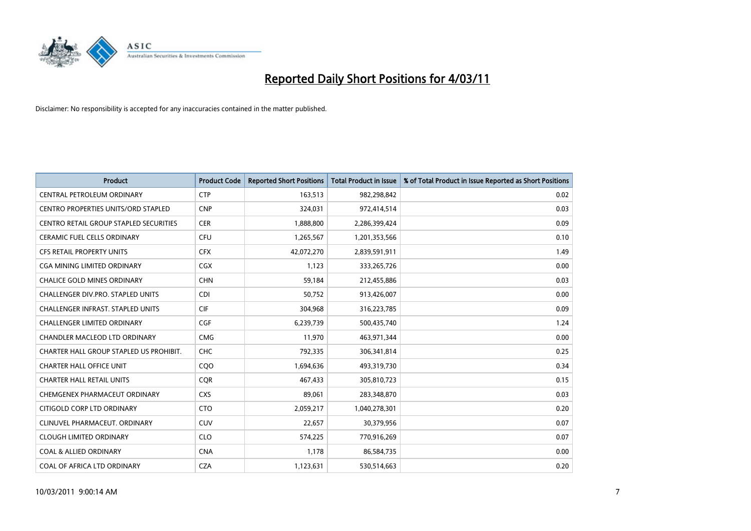# Reported Daily Short Positions for 4/03/11

Disclaimer: No responsibility is accepted for any inaccuracies contained in the matter published.

| Product | Product Code | Reported Short Positions | Total Product in Issue | % of Total Product in Issue Reported as Short Positions |
|---|---|---|---|---|
| CENTRAL PETROLEUM ORDINARY | CTP | 163,513 | 982,298,842 | 0.02 |
| CENTRO PROPERTIES UNITS/ORD STAPLED | CNP | 324,031 | 972,414,514 | 0.03 |
| CENTRO RETAIL GROUP STAPLED SECURITIES | CER | 1,888,800 | 2,286,399,424 | 0.09 |
| CERAMIC FUEL CELLS ORDINARY | CFU | 1,265,567 | 1,201,353,566 | 0.10 |
| CFS RETAIL PROPERTY UNITS | CFX | 42,072,270 | 2,839,591,911 | 1.49 |
| CGA MINING LIMITED ORDINARY | CGX | 1,123 | 333,265,726 | 0.00 |
| CHALICE GOLD MINES ORDINARY | CHN | 59,184 | 212,455,886 | 0.03 |
| CHALLENGER DIV.PRO. STAPLED UNITS | CDI | 50,752 | 913,426,007 | 0.00 |
| CHALLENGER INFRAST. STAPLED UNITS | CIF | 304,968 | 316,223,785 | 0.09 |
| CHALLENGER LIMITED ORDINARY | CGF | 6,239,739 | 500,435,740 | 1.24 |
| CHANDLER MACLEOD LTD ORDINARY | CMG | 11,970 | 463,971,344 | 0.00 |
| CHARTER HALL GROUP STAPLED US PROHIBIT. | CHC | 792,335 | 306,341,814 | 0.25 |
| CHARTER HALL OFFICE UNIT | CQO | 1,694,636 | 493,319,730 | 0.34 |
| CHARTER HALL RETAIL UNITS | CQR | 467,433 | 305,810,723 | 0.15 |
| CHEMGENEX PHARMACEUT ORDINARY | CXS | 89,061 | 283,348,870 | 0.03 |
| CITIGOLD CORP LTD ORDINARY | CTO | 2,059,217 | 1,040,278,301 | 0.20 |
| CLINUVEL PHARMACEUT. ORDINARY | CUV | 22,657 | 30,379,956 | 0.07 |
| CLOUGH LIMITED ORDINARY | CLO | 574,225 | 770,916,269 | 0.07 |
| COAL & ALLIED ORDINARY | CNA | 1,178 | 86,584,735 | 0.00 |
| COAL OF AFRICA LTD ORDINARY | CZA | 1,123,631 | 530,514,663 | 0.20 |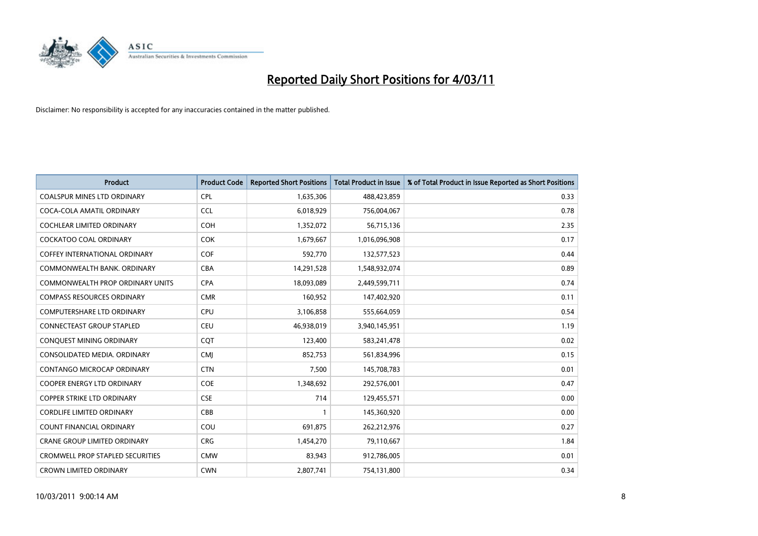# Reported Daily Short Positions for 4/03/11

Disclaimer: No responsibility is accepted for any inaccuracies contained in the matter published.

| Product | Product Code | Reported Short Positions | Total Product in Issue | % of Total Product in Issue Reported as Short Positions |
|---|---|---|---|---|
| COALSPUR MINES LTD ORDINARY | CPL | 1,635,306 | 488,423,859 | 0.33 |
| COCA-COLA AMATIL ORDINARY | CCL | 6,018,929 | 756,004,067 | 0.78 |
| COCHLEAR LIMITED ORDINARY | COH | 1,352,072 | 56,715,136 | 2.35 |
| COCKATOO COAL ORDINARY | COK | 1,679,667 | 1,016,096,908 | 0.17 |
| COFFEY INTERNATIONAL ORDINARY | COF | 592,770 | 132,577,523 | 0.44 |
| COMMONWEALTH BANK. ORDINARY | CBA | 14,291,528 | 1,548,932,074 | 0.89 |
| COMMONWEALTH PROP ORDINARY UNITS | CPA | 18,093,089 | 2,449,599,711 | 0.74 |
| COMPASS RESOURCES ORDINARY | CMR | 160,952 | 147,402,920 | 0.11 |
| COMPUTERSHARE LTD ORDINARY | CPU | 3,106,858 | 555,664,059 | 0.54 |
| CONNECTEAST GROUP STAPLED | CEU | 46,938,019 | 3,940,145,951 | 1.19 |
| CONQUEST MINING ORDINARY | CQT | 123,400 | 583,241,478 | 0.02 |
| CONSOLIDATED MEDIA. ORDINARY | CMJ | 852,753 | 561,834,996 | 0.15 |
| CONTANGO MICROCAP ORDINARY | CTN | 7,500 | 145,708,783 | 0.01 |
| COOPER ENERGY LTD ORDINARY | COE | 1,348,692 | 292,576,001 | 0.47 |
| COPPER STRIKE LTD ORDINARY | CSE | 714 | 129,455,571 | 0.00 |
| CORDLIFE LIMITED ORDINARY | CBB | 1 | 145,360,920 | 0.00 |
| COUNT FINANCIAL ORDINARY | COU | 691,875 | 262,212,976 | 0.27 |
| CRANE GROUP LIMITED ORDINARY | CRG | 1,454,270 | 79,110,667 | 1.84 |
| CROMWELL PROP STAPLED SECURITIES | CMW | 83,943 | 912,786,005 | 0.01 |
| CROWN LIMITED ORDINARY | CWN | 2,807,741 | 754,131,800 | 0.34 |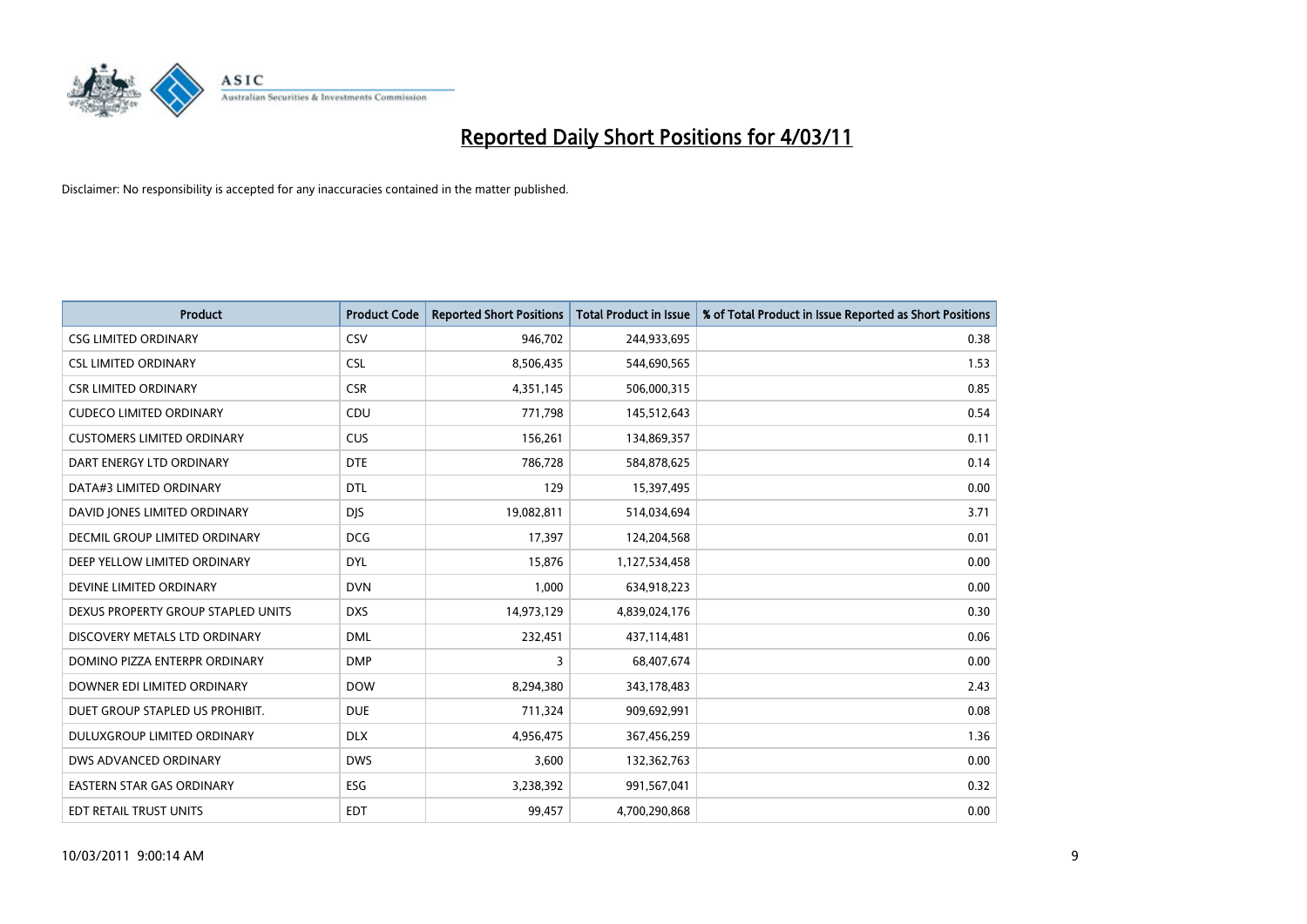# Reported Daily Short Positions for 4/03/11

Disclaimer: No responsibility is accepted for any inaccuracies contained in the matter published.

| Product | Product Code | Reported Short Positions | Total Product in Issue | % of Total Product in Issue Reported as Short Positions |
|---|---|---|---|---|
| CSG LIMITED ORDINARY | CSV | 946,702 | 244,933,695 | 0.38 |
| CSL LIMITED ORDINARY | CSL | 8,506,435 | 544,690,565 | 1.53 |
| CSR LIMITED ORDINARY | CSR | 4,351,145 | 506,000,315 | 0.85 |
| CUDECO LIMITED ORDINARY | CDU | 771,798 | 145,512,643 | 0.54 |
| CUSTOMERS LIMITED ORDINARY | CUS | 156,261 | 134,869,357 | 0.11 |
| DART ENERGY LTD ORDINARY | DTE | 786,728 | 584,878,625 | 0.14 |
| DATA#3 LIMITED ORDINARY | DTL | 129 | 15,397,495 | 0.00 |
| DAVID JONES LIMITED ORDINARY | DJS | 19,082,811 | 514,034,694 | 3.71 |
| DECMIL GROUP LIMITED ORDINARY | DCG | 17,397 | 124,204,568 | 0.01 |
| DEEP YELLOW LIMITED ORDINARY | DYL | 15,876 | 1,127,534,458 | 0.00 |
| DEVINE LIMITED ORDINARY | DVN | 1,000 | 634,918,223 | 0.00 |
| DEXUS PROPERTY GROUP STAPLED UNITS | DXS | 14,973,129 | 4,839,024,176 | 0.30 |
| DISCOVERY METALS LTD ORDINARY | DML | 232,451 | 437,114,481 | 0.06 |
| DOMINO PIZZA ENTERPR ORDINARY | DMP | 3 | 68,407,674 | 0.00 |
| DOWNER EDI LIMITED ORDINARY | DOW | 8,294,380 | 343,178,483 | 2.43 |
| DUET GROUP STAPLED US PROHIBIT. | DUE | 711,324 | 909,692,991 | 0.08 |
| DULUXGROUP LIMITED ORDINARY | DLX | 4,956,475 | 367,456,259 | 1.36 |
| DWS ADVANCED ORDINARY | DWS | 3,600 | 132,362,763 | 0.00 |
| EASTERN STAR GAS ORDINARY | ESG | 3,238,392 | 991,567,041 | 0.32 |
| EDT RETAIL TRUST UNITS | EDT | 99,457 | 4,700,290,868 | 0.00 |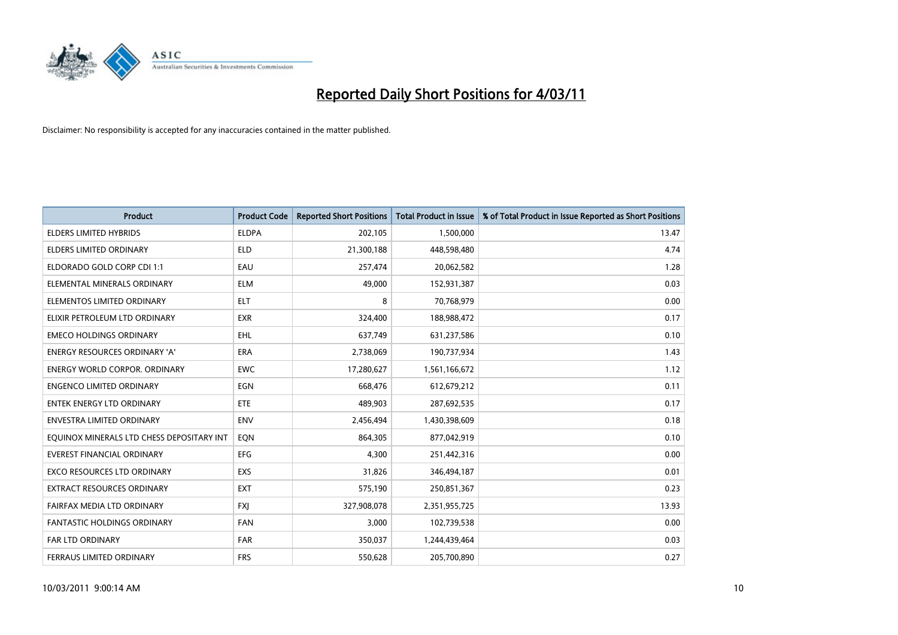# Reported Daily Short Positions for 4/03/11

Disclaimer: No responsibility is accepted for any inaccuracies contained in the matter published.

| Product | Product Code | Reported Short Positions | Total Product in Issue | % of Total Product in Issue Reported as Short Positions |
|---|---|---|---|---|
| ELDERS LIMITED HYBRIDS | ELDPA | 202,105 | 1,500,000 | 13.47 |
| ELDERS LIMITED ORDINARY | ELD | 21,300,188 | 448,598,480 | 4.74 |
| ELDORADO GOLD CORP CDI 1:1 | EAU | 257,474 | 20,062,582 | 1.28 |
| ELEMENTAL MINERALS ORDINARY | ELM | 49,000 | 152,931,387 | 0.03 |
| ELEMENTOS LIMITED ORDINARY | ELT | 8 | 70,768,979 | 0.00 |
| ELIXIR PETROLEUM LTD ORDINARY | EXR | 324,400 | 188,988,472 | 0.17 |
| EMECO HOLDINGS ORDINARY | EHL | 637,749 | 631,237,586 | 0.10 |
| ENERGY RESOURCES ORDINARY 'A' | ERA | 2,738,069 | 190,737,934 | 1.43 |
| ENERGY WORLD CORPOR. ORDINARY | EWC | 17,280,627 | 1,561,166,672 | 1.12 |
| ENGENCO LIMITED ORDINARY | EGN | 668,476 | 612,679,212 | 0.11 |
| ENTEK ENERGY LTD ORDINARY | ETE | 489,903 | 287,692,535 | 0.17 |
| ENVESTRA LIMITED ORDINARY | ENV | 2,456,494 | 1,430,398,609 | 0.18 |
| EQUINOX MINERALS LTD CHESS DEPOSITARY INT | EQN | 864,305 | 877,042,919 | 0.10 |
| EVEREST FINANCIAL ORDINARY | EFG | 4,300 | 251,442,316 | 0.00 |
| EXCO RESOURCES LTD ORDINARY | EXS | 31,826 | 346,494,187 | 0.01 |
| EXTRACT RESOURCES ORDINARY | EXT | 575,190 | 250,851,367 | 0.23 |
| FAIRFAX MEDIA LTD ORDINARY | FXJ | 327,908,078 | 2,351,955,725 | 13.93 |
| FANTASTIC HOLDINGS ORDINARY | FAN | 3,000 | 102,739,538 | 0.00 |
| FAR LTD ORDINARY | FAR | 350,037 | 1,244,439,464 | 0.03 |
| FERRAUS LIMITED ORDINARY | FRS | 550,628 | 205,700,890 | 0.27 |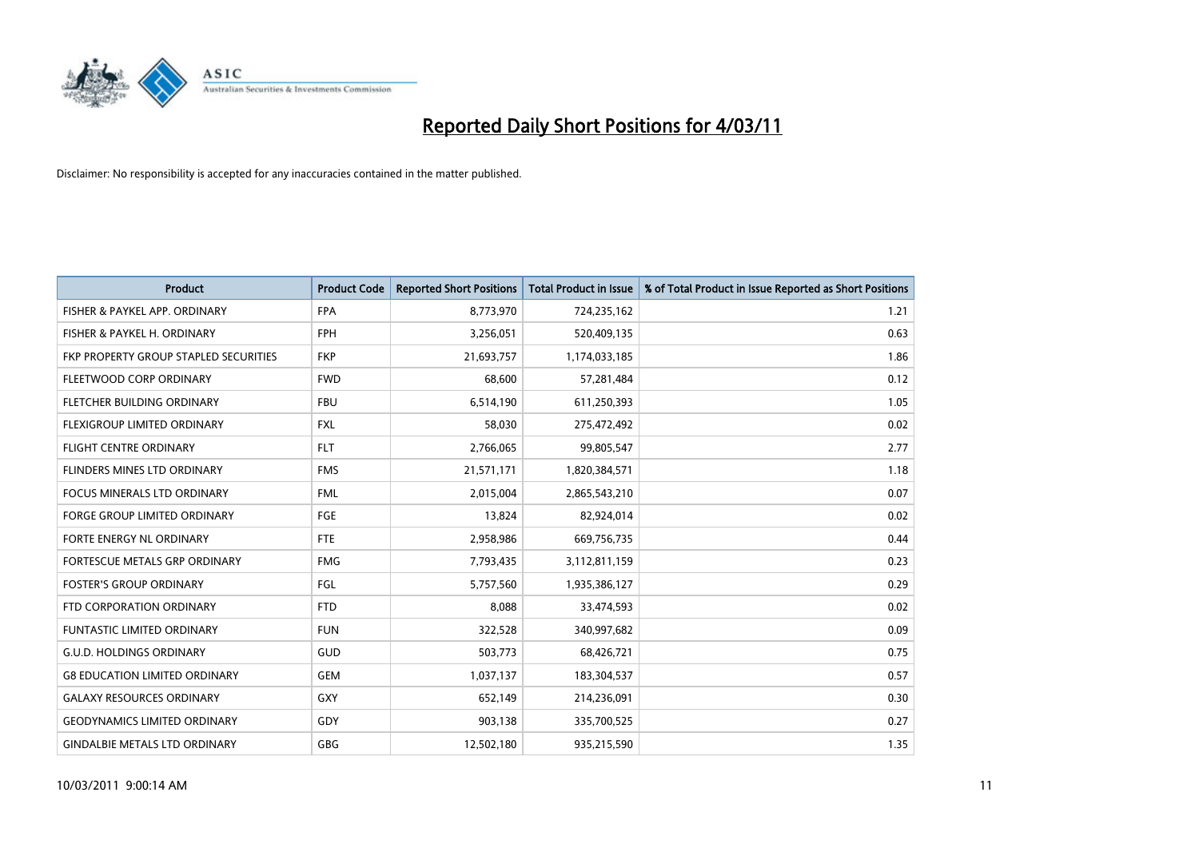# Reported Daily Short Positions for 4/03/11

Disclaimer: No responsibility is accepted for any inaccuracies contained in the matter published.

| Product | Product Code | Reported Short Positions | Total Product in Issue | % of Total Product in Issue Reported as Short Positions |
|---|---|---|---|---|
| FISHER & PAYKEL APP. ORDINARY | FPA | 8,773,970 | 724,235,162 | 1.21 |
| FISHER & PAYKEL H. ORDINARY | FPH | 3,256,051 | 520,409,135 | 0.63 |
| FKP PROPERTY GROUP STAPLED SECURITIES | FKP | 21,693,757 | 1,174,033,185 | 1.86 |
| FLEETWOOD CORP ORDINARY | FWD | 68,600 | 57,281,484 | 0.12 |
| FLETCHER BUILDING ORDINARY | FBU | 6,514,190 | 611,250,393 | 1.05 |
| FLEXIGROUP LIMITED ORDINARY | FXL | 58,030 | 275,472,492 | 0.02 |
| FLIGHT CENTRE ORDINARY | FLT | 2,766,065 | 99,805,547 | 2.77 |
| FLINDERS MINES LTD ORDINARY | FMS | 21,571,171 | 1,820,384,571 | 1.18 |
| FOCUS MINERALS LTD ORDINARY | FML | 2,015,004 | 2,865,543,210 | 0.07 |
| FORGE GROUP LIMITED ORDINARY | FGE | 13,824 | 82,924,014 | 0.02 |
| FORTE ENERGY NL ORDINARY | FTE | 2,958,986 | 669,756,735 | 0.44 |
| FORTESCUE METALS GRP ORDINARY | FMG | 7,793,435 | 3,112,811,159 | 0.23 |
| FOSTER'S GROUP ORDINARY | FGL | 5,757,560 | 1,935,386,127 | 0.29 |
| FTD CORPORATION ORDINARY | FTD | 8,088 | 33,474,593 | 0.02 |
| FUNTASTIC LIMITED ORDINARY | FUN | 322,528 | 340,997,682 | 0.09 |
| G.U.D. HOLDINGS ORDINARY | GUD | 503,773 | 68,426,721 | 0.75 |
| G8 EDUCATION LIMITED ORDINARY | GEM | 1,037,137 | 183,304,537 | 0.57 |
| GALAXY RESOURCES ORDINARY | GXY | 652,149 | 214,236,091 | 0.30 |
| GEODYNAMICS LIMITED ORDINARY | GDY | 903,138 | 335,700,525 | 0.27 |
| GINDALBIE METALS LTD ORDINARY | GBG | 12,502,180 | 935,215,590 | 1.35 |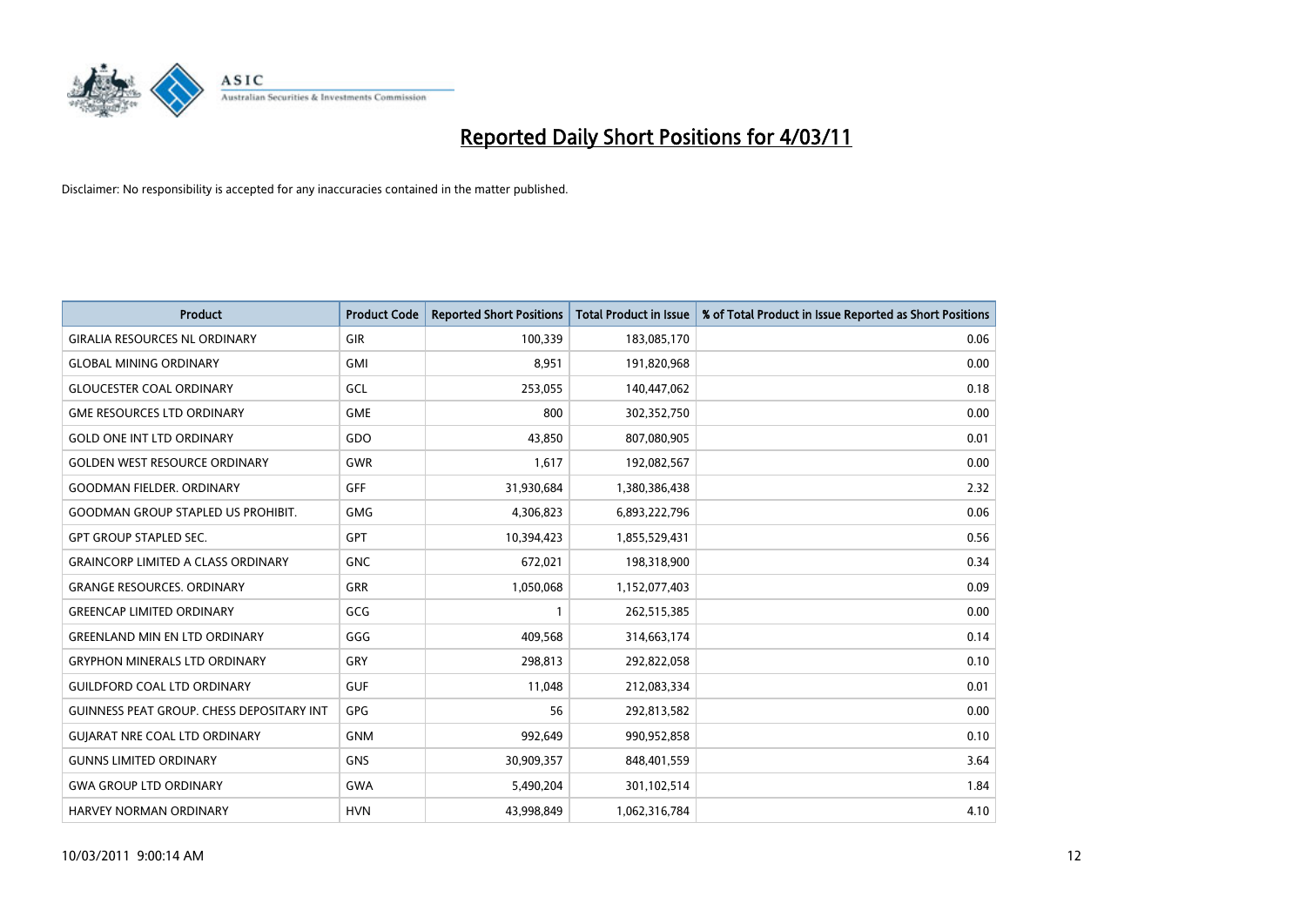# Reported Daily Short Positions for 4/03/11

Disclaimer: No responsibility is accepted for any inaccuracies contained in the matter published.

| Product | Product Code | Reported Short Positions | Total Product in Issue | % of Total Product in Issue Reported as Short Positions |
|---|---|---|---|---|
| GIRALIA RESOURCES NL ORDINARY | GIR | 100,339 | 183,085,170 | 0.06 |
| GLOBAL MINING ORDINARY | GMI | 8,951 | 191,820,968 | 0.00 |
| GLOUCESTER COAL ORDINARY | GCL | 253,055 | 140,447,062 | 0.18 |
| GME RESOURCES LTD ORDINARY | GME | 800 | 302,352,750 | 0.00 |
| GOLD ONE INT LTD ORDINARY | GDO | 43,850 | 807,080,905 | 0.01 |
| GOLDEN WEST RESOURCE ORDINARY | GWR | 1,617 | 192,082,567 | 0.00 |
| GOODMAN FIELDER. ORDINARY | GFF | 31,930,684 | 1,380,386,438 | 2.32 |
| GOODMAN GROUP STAPLED US PROHIBIT. | GMG | 4,306,823 | 6,893,222,796 | 0.06 |
| GPT GROUP STAPLED SEC. | GPT | 10,394,423 | 1,855,529,431 | 0.56 |
| GRAINCORP LIMITED A CLASS ORDINARY | GNC | 672,021 | 198,318,900 | 0.34 |
| GRANGE RESOURCES. ORDINARY | GRR | 1,050,068 | 1,152,077,403 | 0.09 |
| GREENCAP LIMITED ORDINARY | GCG | 1 | 262,515,385 | 0.00 |
| GREENLAND MIN EN LTD ORDINARY | GGG | 409,568 | 314,663,174 | 0.14 |
| GRYPHON MINERALS LTD ORDINARY | GRY | 298,813 | 292,822,058 | 0.10 |
| GUILDFORD COAL LTD ORDINARY | GUF | 11,048 | 212,083,334 | 0.01 |
| GUINNESS PEAT GROUP. CHESS DEPOSITARY INT | GPG | 56 | 292,813,582 | 0.00 |
| GUJARAT NRE COAL LTD ORDINARY | GNM | 992,649 | 990,952,858 | 0.10 |
| GUNNS LIMITED ORDINARY | GNS | 30,909,357 | 848,401,559 | 3.64 |
| GWA GROUP LTD ORDINARY | GWA | 5,490,204 | 301,102,514 | 1.84 |
| HARVEY NORMAN ORDINARY | HVN | 43,998,849 | 1,062,316,784 | 4.10 |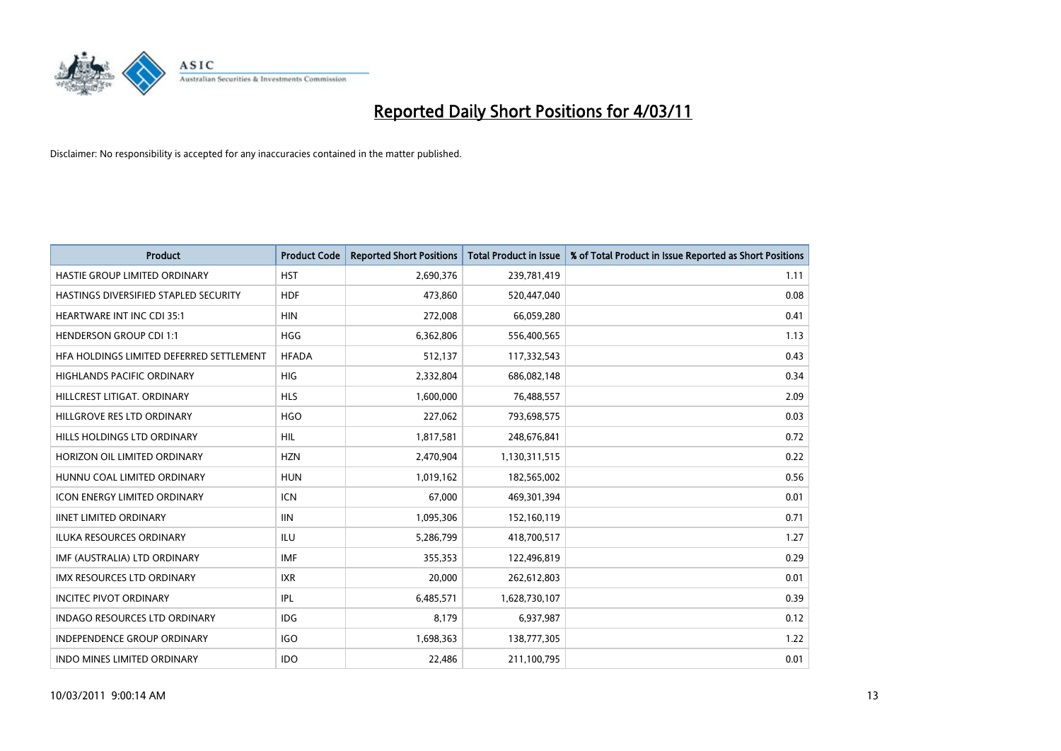# Reported Daily Short Positions for 4/03/11

Disclaimer: No responsibility is accepted for any inaccuracies contained in the matter published.

| Product | Product Code | Reported Short Positions | Total Product in Issue | % of Total Product in Issue Reported as Short Positions |
|---|---|---|---|---|
| HASTIE GROUP LIMITED ORDINARY | HST | 2,690,376 | 239,781,419 | 1.11 |
| HASTINGS DIVERSIFIED STAPLED SECURITY | HDF | 473,860 | 520,447,040 | 0.08 |
| HEARTWARE INT INC CDI 35:1 | HIN | 272,008 | 66,059,280 | 0.41 |
| HENDERSON GROUP CDI 1:1 | HGG | 6,362,806 | 556,400,565 | 1.13 |
| HFA HOLDINGS LIMITED DEFERRED SETTLEMENT | HFADA | 512,137 | 117,332,543 | 0.43 |
| HIGHLANDS PACIFIC ORDINARY | HIG | 2,332,804 | 686,082,148 | 0.34 |
| HILLCREST LITIGAT. ORDINARY | HLS | 1,600,000 | 76,488,557 | 2.09 |
| HILLGROVE RES LTD ORDINARY | HGO | 227,062 | 793,698,575 | 0.03 |
| HILLS HOLDINGS LTD ORDINARY | HIL | 1,817,581 | 248,676,841 | 0.72 |
| HORIZON OIL LIMITED ORDINARY | HZN | 2,470,904 | 1,130,311,515 | 0.22 |
| HUNNU COAL LIMITED ORDINARY | HUN | 1,019,162 | 182,565,002 | 0.56 |
| ICON ENERGY LIMITED ORDINARY | ICN | 67,000 | 469,301,394 | 0.01 |
| IINET LIMITED ORDINARY | IIN | 1,095,306 | 152,160,119 | 0.71 |
| ILUKA RESOURCES ORDINARY | ILU | 5,286,799 | 418,700,517 | 1.27 |
| IMF (AUSTRALIA) LTD ORDINARY | IMF | 355,353 | 122,496,819 | 0.29 |
| IMX RESOURCES LTD ORDINARY | IXR | 20,000 | 262,612,803 | 0.01 |
| INCITEC PIVOT ORDINARY | IPL | 6,485,571 | 1,628,730,107 | 0.39 |
| INDAGO RESOURCES LTD ORDINARY | IDG | 8,179 | 6,937,987 | 0.12 |
| INDEPENDENCE GROUP ORDINARY | IGO | 1,698,363 | 138,777,305 | 1.22 |
| INDO MINES LIMITED ORDINARY | IDO | 22,486 | 211,100,795 | 0.01 |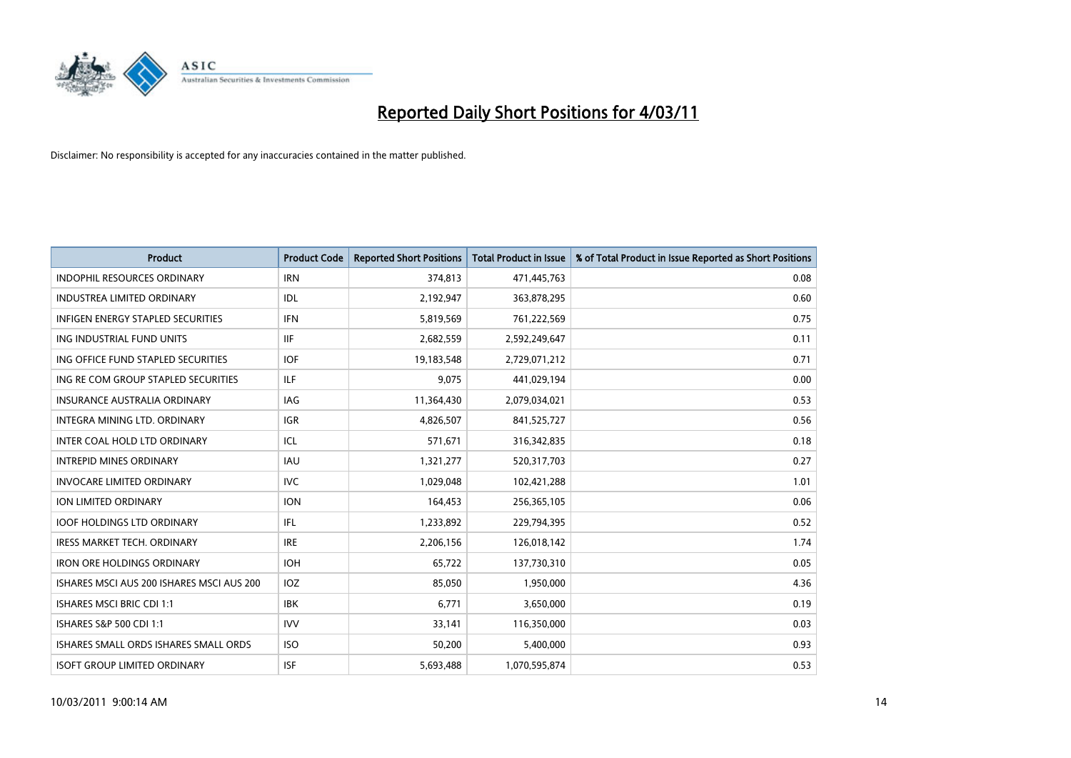# Reported Daily Short Positions for 4/03/11

Disclaimer: No responsibility is accepted for any inaccuracies contained in the matter published.

| Product | Product Code | Reported Short Positions | Total Product in Issue | % of Total Product in Issue Reported as Short Positions |
|---|---|---|---|---|
| INDOPHIL RESOURCES ORDINARY | IRN | 374,813 | 471,445,763 | 0.08 |
| INDUSTREA LIMITED ORDINARY | IDL | 2,192,947 | 363,878,295 | 0.60 |
| INFIGEN ENERGY STAPLED SECURITIES | IFN | 5,819,569 | 761,222,569 | 0.75 |
| ING INDUSTRIAL FUND UNITS | IIF | 2,682,559 | 2,592,249,647 | 0.11 |
| ING OFFICE FUND STAPLED SECURITIES | IOF | 19,183,548 | 2,729,071,212 | 0.71 |
| ING RE COM GROUP STAPLED SECURITIES | ILF | 9,075 | 441,029,194 | 0.00 |
| INSURANCE AUSTRALIA ORDINARY | IAG | 11,364,430 | 2,079,034,021 | 0.53 |
| INTEGRA MINING LTD. ORDINARY | IGR | 4,826,507 | 841,525,727 | 0.56 |
| INTER COAL HOLD LTD ORDINARY | ICL | 571,671 | 316,342,835 | 0.18 |
| INTREPID MINES ORDINARY | IAU | 1,321,277 | 520,317,703 | 0.27 |
| INVOCARE LIMITED ORDINARY | IVC | 1,029,048 | 102,421,288 | 1.01 |
| ION LIMITED ORDINARY | ION | 164,453 | 256,365,105 | 0.06 |
| IOOF HOLDINGS LTD ORDINARY | IFL | 1,233,892 | 229,794,395 | 0.52 |
| IRESS MARKET TECH. ORDINARY | IRE | 2,206,156 | 126,018,142 | 1.74 |
| IRON ORE HOLDINGS ORDINARY | IOH | 65,722 | 137,730,310 | 0.05 |
| ISHARES MSCI AUS 200 ISHARES MSCI AUS 200 | IOZ | 85,050 | 1,950,000 | 4.36 |
| ISHARES MSCI BRIC CDI 1:1 | IBK | 6,771 | 3,650,000 | 0.19 |
| ISHARES S&P 500 CDI 1:1 | IVV | 33,141 | 116,350,000 | 0.03 |
| ISHARES SMALL ORDS ISHARES SMALL ORDS | ISO | 50,200 | 5,400,000 | 0.93 |
| ISOFT GROUP LIMITED ORDINARY | ISF | 5,693,488 | 1,070,595,874 | 0.53 |

10/03/2011 9:00:14 AM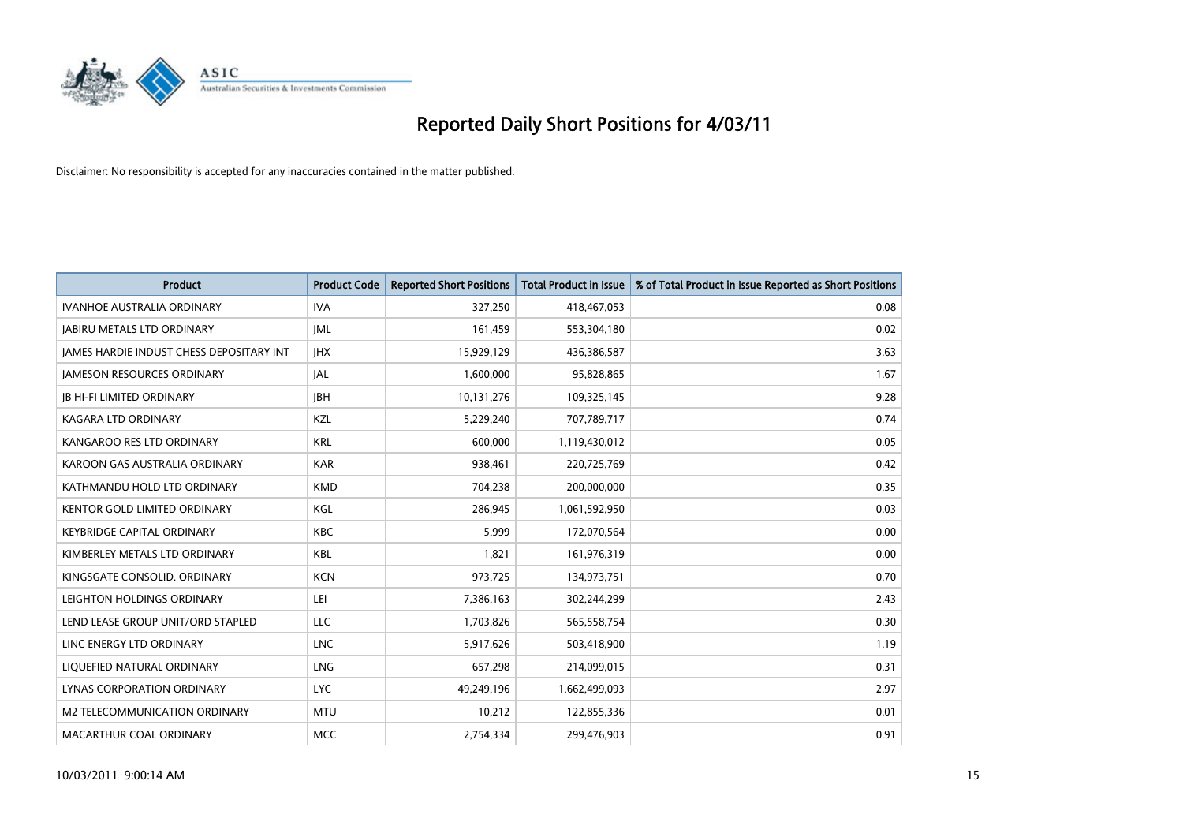# Reported Daily Short Positions for 4/03/11

Disclaimer: No responsibility is accepted for any inaccuracies contained in the matter published.

| Product | Product Code | Reported Short Positions | Total Product in Issue | % of Total Product in Issue Reported as Short Positions |
| --- | --- | --- | --- | --- |
| IVANHOE AUSTRALIA ORDINARY | IVA | 327,250 | 418,467,053 | 0.08 |
| JABIRU METALS LTD ORDINARY | JML | 161,459 | 553,304,180 | 0.02 |
| JAMES HARDIE INDUST CHESS DEPOSITARY INT | JHX | 15,929,129 | 436,386,587 | 3.63 |
| JAMESON RESOURCES ORDINARY | JAL | 1,600,000 | 95,828,865 | 1.67 |
| JB HI-FI LIMITED ORDINARY | JBH | 10,131,276 | 109,325,145 | 9.28 |
| KAGARA LTD ORDINARY | KZL | 5,229,240 | 707,789,717 | 0.74 |
| KANGAROO RES LTD ORDINARY | KRL | 600,000 | 1,119,430,012 | 0.05 |
| KAROON GAS AUSTRALIA ORDINARY | KAR | 938,461 | 220,725,769 | 0.42 |
| KATHMANDU HOLD LTD ORDINARY | KMD | 704,238 | 200,000,000 | 0.35 |
| KENTOR GOLD LIMITED ORDINARY | KGL | 286,945 | 1,061,592,950 | 0.03 |
| KEYBRIDGE CAPITAL ORDINARY | KBC | 5,999 | 172,070,564 | 0.00 |
| KIMBERLEY METALS LTD ORDINARY | KBL | 1,821 | 161,976,319 | 0.00 |
| KINGSGATE CONSOLID. ORDINARY | KCN | 973,725 | 134,973,751 | 0.70 |
| LEIGHTON HOLDINGS ORDINARY | LEI | 7,386,163 | 302,244,299 | 2.43 |
| LEND LEASE GROUP UNIT/ORD STAPLED | LLC | 1,703,826 | 565,558,754 | 0.30 |
| LINC ENERGY LTD ORDINARY | LNC | 5,917,626 | 503,418,900 | 1.19 |
| LIQUEFIED NATURAL ORDINARY | LNG | 657,298 | 214,099,015 | 0.31 |
| LYNAS CORPORATION ORDINARY | LYC | 49,249,196 | 1,662,499,093 | 2.97 |
| M2 TELECOMMUNICATION ORDINARY | MTU | 10,212 | 122,855,336 | 0.01 |
| MACARTHUR COAL ORDINARY | MCC | 2,754,334 | 299,476,903 | 0.91 |

10/03/2011 9:00:14 AM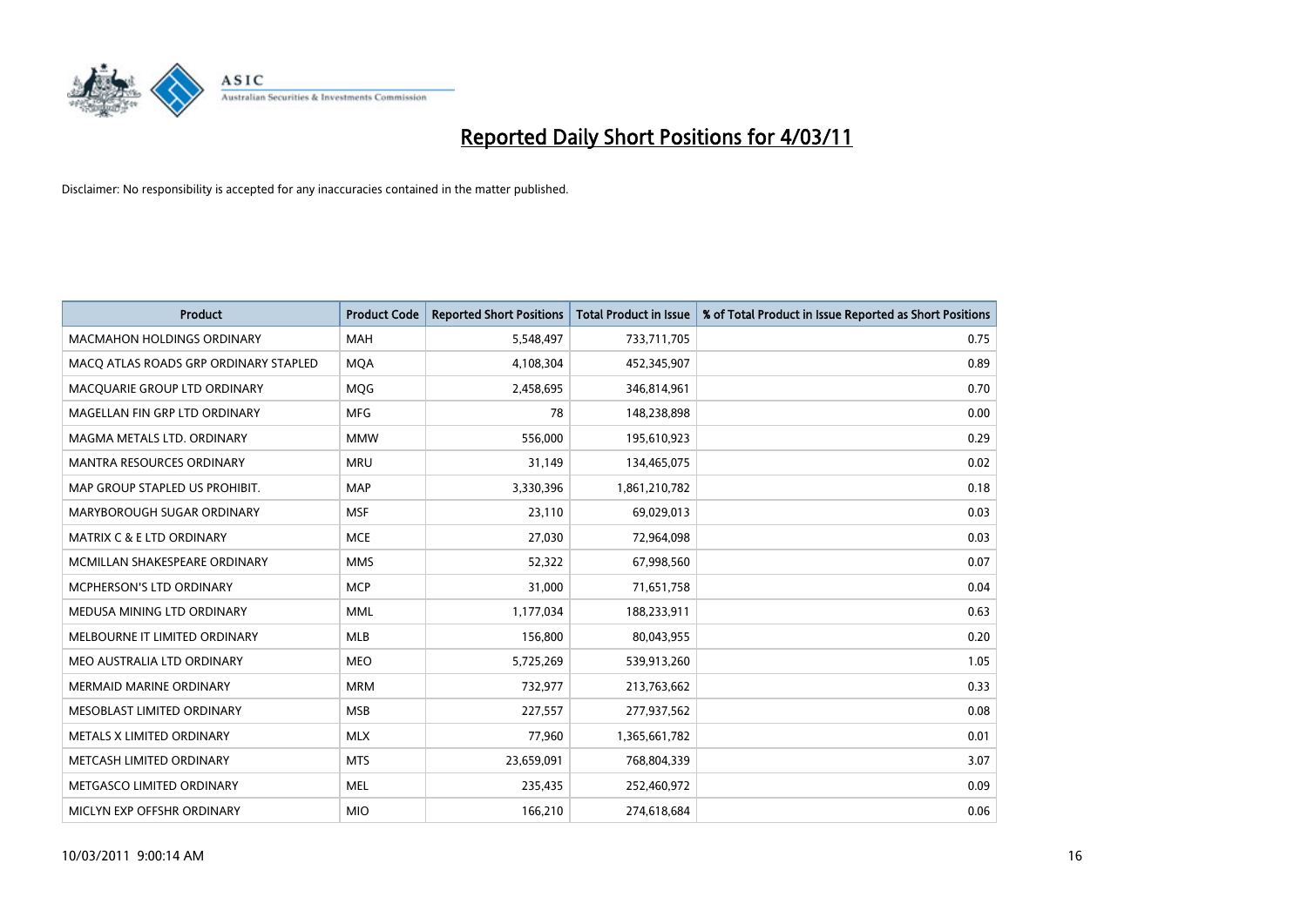# Reported Daily Short Positions for 4/03/11

Disclaimer: No responsibility is accepted for any inaccuracies contained in the matter published.

| Product | Product Code | Reported Short Positions | Total Product in Issue | % of Total Product in Issue Reported as Short Positions |
|---|---|---|---|---|
| MACMAHON HOLDINGS ORDINARY | MAH | 5,548,497 | 733,711,705 | 0.75 |
| MACQ ATLAS ROADS GRP ORDINARY STAPLED | MQA | 4,108,304 | 452,345,907 | 0.89 |
| MACQUARIE GROUP LTD ORDINARY | MQG | 2,458,695 | 346,814,961 | 0.70 |
| MAGELLAN FIN GRP LTD ORDINARY | MFG | 78 | 148,238,898 | 0.00 |
| MAGMA METALS LTD. ORDINARY | MMW | 556,000 | 195,610,923 | 0.29 |
| MANTRA RESOURCES ORDINARY | MRU | 31,149 | 134,465,075 | 0.02 |
| MAP GROUP STAPLED US PROHIBIT. | MAP | 3,330,396 | 1,861,210,782 | 0.18 |
| MARYBOROUGH SUGAR ORDINARY | MSF | 23,110 | 69,029,013 | 0.03 |
| MATRIX C & E LTD ORDINARY | MCE | 27,030 | 72,964,098 | 0.03 |
| MCMILLAN SHAKESPEARE ORDINARY | MMS | 52,322 | 67,998,560 | 0.07 |
| MCPHERSON'S LTD ORDINARY | MCP | 31,000 | 71,651,758 | 0.04 |
| MEDUSA MINING LTD ORDINARY | MML | 1,177,034 | 188,233,911 | 0.63 |
| MELBOURNE IT LIMITED ORDINARY | MLB | 156,800 | 80,043,955 | 0.20 |
| MEO AUSTRALIA LTD ORDINARY | MEO | 5,725,269 | 539,913,260 | 1.05 |
| MERMAID MARINE ORDINARY | MRM | 732,977 | 213,763,662 | 0.33 |
| MESOBLAST LIMITED ORDINARY | MSB | 227,557 | 277,937,562 | 0.08 |
| METALS X LIMITED ORDINARY | MLX | 77,960 | 1,365,661,782 | 0.01 |
| METCASH LIMITED ORDINARY | MTS | 23,659,091 | 768,804,339 | 3.07 |
| METGASCO LIMITED ORDINARY | MEL | 235,435 | 252,460,972 | 0.09 |
| MICLYN EXP OFFSHR ORDINARY | MIO | 166,210 | 274,618,684 | 0.06 |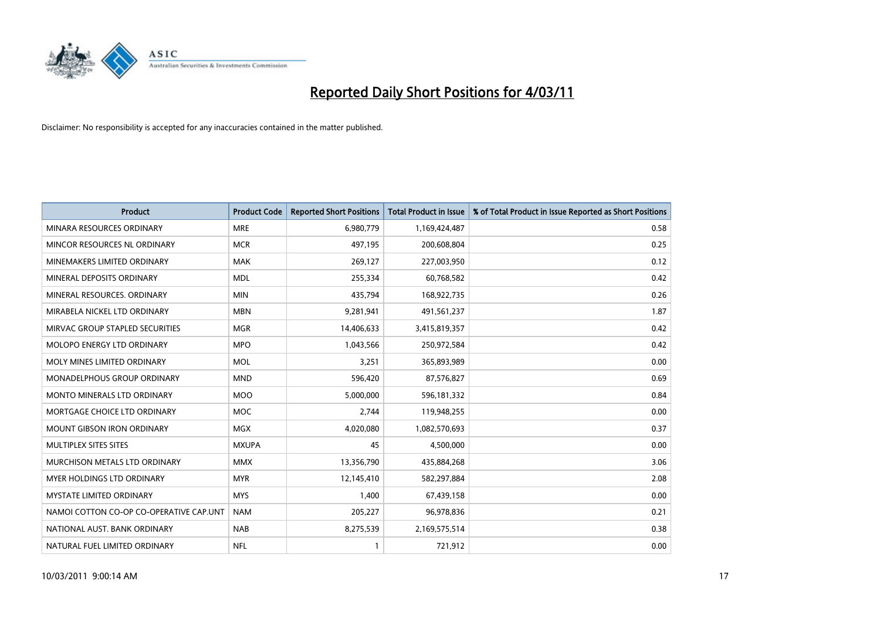# Reported Daily Short Positions for 4/03/11

Disclaimer: No responsibility is accepted for any inaccuracies contained in the matter published.

| Product | Product Code | Reported Short Positions | Total Product in Issue | % of Total Product in Issue Reported as Short Positions |
|---|---|---|---|---|
| MINARA RESOURCES ORDINARY | MRE | 6,980,779 | 1,169,424,487 | 0.58 |
| MINCOR RESOURCES NL ORDINARY | MCR | 497,195 | 200,608,804 | 0.25 |
| MINEMAKERS LIMITED ORDINARY | MAK | 269,127 | 227,003,950 | 0.12 |
| MINERAL DEPOSITS ORDINARY | MDL | 255,334 | 60,768,582 | 0.42 |
| MINERAL RESOURCES. ORDINARY | MIN | 435,794 | 168,922,735 | 0.26 |
| MIRABELA NICKEL LTD ORDINARY | MBN | 9,281,941 | 491,561,237 | 1.87 |
| MIRVAC GROUP STAPLED SECURITIES | MGR | 14,406,633 | 3,415,819,357 | 0.42 |
| MOLOPO ENERGY LTD ORDINARY | MPO | 1,043,566 | 250,972,584 | 0.42 |
| MOLY MINES LIMITED ORDINARY | MOL | 3,251 | 365,893,989 | 0.00 |
| MONADELPHOUS GROUP ORDINARY | MND | 596,420 | 87,576,827 | 0.69 |
| MONTO MINERALS LTD ORDINARY | MOO | 5,000,000 | 596,181,332 | 0.84 |
| MORTGAGE CHOICE LTD ORDINARY | MOC | 2,744 | 119,948,255 | 0.00 |
| MOUNT GIBSON IRON ORDINARY | MGX | 4,020,080 | 1,082,570,693 | 0.37 |
| MULTIPLEX SITES SITES | MXUPA | 45 | 4,500,000 | 0.00 |
| MURCHISON METALS LTD ORDINARY | MMX | 13,356,790 | 435,884,268 | 3.06 |
| MYER HOLDINGS LTD ORDINARY | MYR | 12,145,410 | 582,297,884 | 2.08 |
| MYSTATE LIMITED ORDINARY | MYS | 1,400 | 67,439,158 | 0.00 |
| NAMOI COTTON CO-OP CO-OPERATIVE CAP.UNT | NAM | 205,227 | 96,978,836 | 0.21 |
| NATIONAL AUST. BANK ORDINARY | NAB | 8,275,539 | 2,169,575,514 | 0.38 |
| NATURAL FUEL LIMITED ORDINARY | NFL | 1 | 721,912 | 0.00 |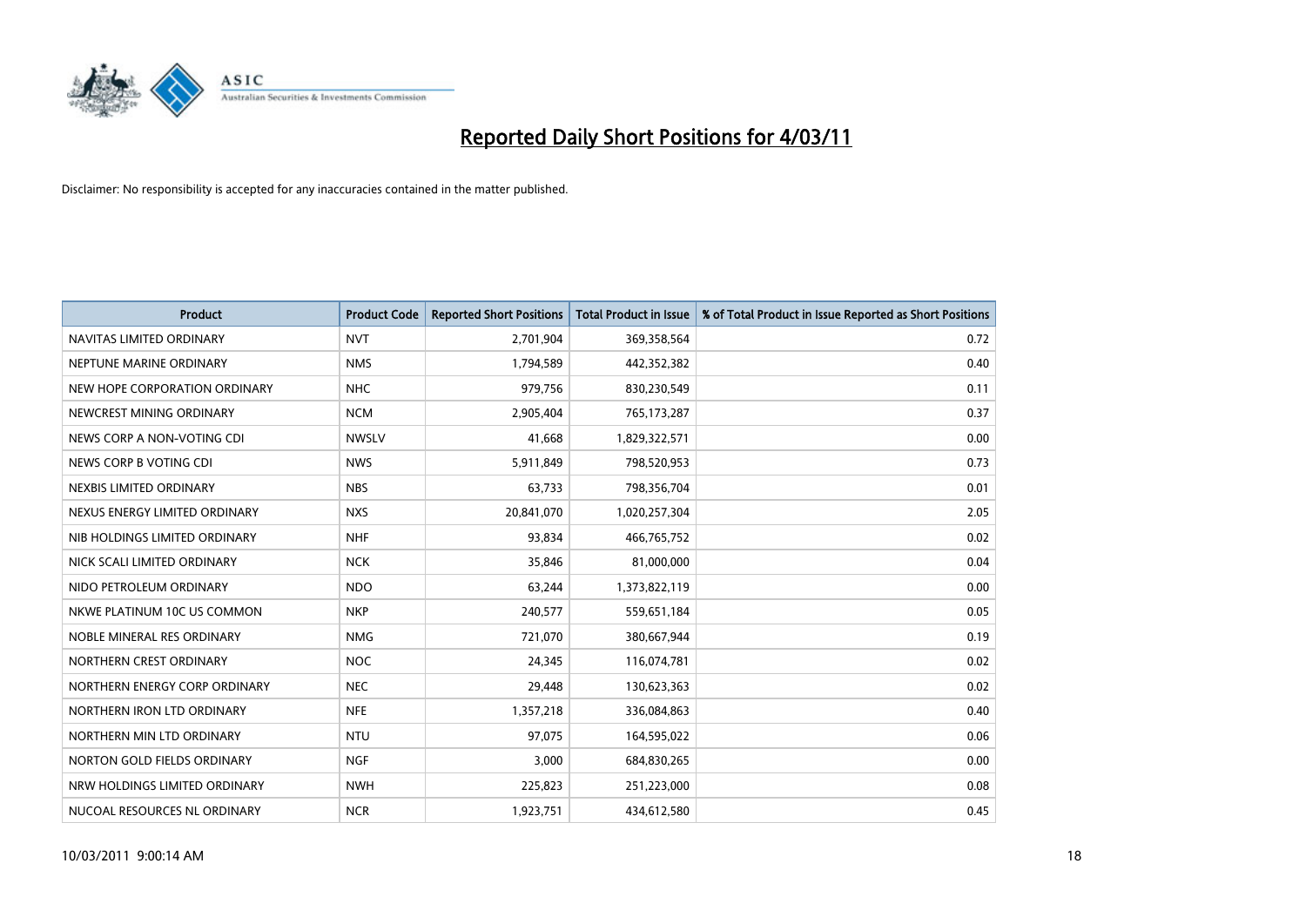# Reported Daily Short Positions for 4/03/11

Disclaimer: No responsibility is accepted for any inaccuracies contained in the matter published.

| Product | Product Code | Reported Short Positions | Total Product in Issue | % of Total Product in Issue Reported as Short Positions |
|---|---|---|---|---|
| NAVITAS LIMITED ORDINARY | NVT | 2,701,904 | 369,358,564 | 0.72 |
| NEPTUNE MARINE ORDINARY | NMS | 1,794,589 | 442,352,382 | 0.40 |
| NEW HOPE CORPORATION ORDINARY | NHC | 979,756 | 830,230,549 | 0.11 |
| NEWCREST MINING ORDINARY | NCM | 2,905,404 | 765,173,287 | 0.37 |
| NEWS CORP A NON-VOTING CDI | NWSLV | 41,668 | 1,829,322,571 | 0.00 |
| NEWS CORP B VOTING CDI | NWS | 5,911,849 | 798,520,953 | 0.73 |
| NEXBIS LIMITED ORDINARY | NBS | 63,733 | 798,356,704 | 0.01 |
| NEXUS ENERGY LIMITED ORDINARY | NXS | 20,841,070 | 1,020,257,304 | 2.05 |
| NIB HOLDINGS LIMITED ORDINARY | NHF | 93,834 | 466,765,752 | 0.02 |
| NICK SCALI LIMITED ORDINARY | NCK | 35,846 | 81,000,000 | 0.04 |
| NIDO PETROLEUM ORDINARY | NDO | 63,244 | 1,373,822,119 | 0.00 |
| NKWE PLATINUM 10C US COMMON | NKP | 240,577 | 559,651,184 | 0.05 |
| NOBLE MINERAL RES ORDINARY | NMG | 721,070 | 380,667,944 | 0.19 |
| NORTHERN CREST ORDINARY | NOC | 24,345 | 116,074,781 | 0.02 |
| NORTHERN ENERGY CORP ORDINARY | NEC | 29,448 | 130,623,363 | 0.02 |
| NORTHERN IRON LTD ORDINARY | NFE | 1,357,218 | 336,084,863 | 0.40 |
| NORTHERN MIN LTD ORDINARY | NTU | 97,075 | 164,595,022 | 0.06 |
| NORTON GOLD FIELDS ORDINARY | NGF | 3,000 | 684,830,265 | 0.00 |
| NRW HOLDINGS LIMITED ORDINARY | NWH | 225,823 | 251,223,000 | 0.08 |
| NUCOAL RESOURCES NL ORDINARY | NCR | 1,923,751 | 434,612,580 | 0.45 |

10/03/2011 9:00:14 AM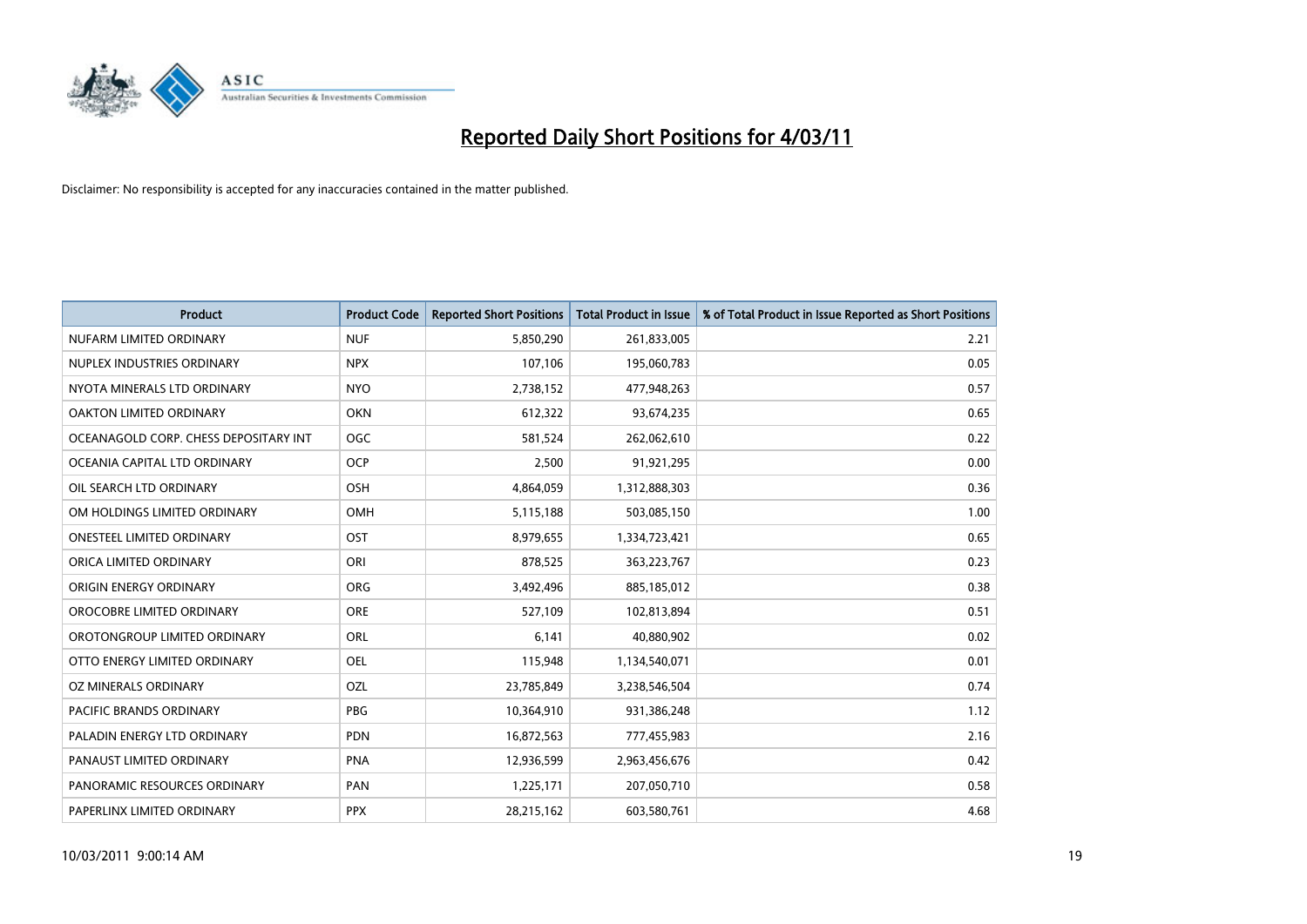# Reported Daily Short Positions for 4/03/11

Disclaimer: No responsibility is accepted for any inaccuracies contained in the matter published.

| Product | Product Code | Reported Short Positions | Total Product in Issue | % of Total Product in Issue Reported as Short Positions |
|---|---|---|---|---|
| NUFARM LIMITED ORDINARY | NUF | 5,850,290 | 261,833,005 | 2.21 |
| NUPLEX INDUSTRIES ORDINARY | NPX | 107,106 | 195,060,783 | 0.05 |
| NYOTA MINERALS LTD ORDINARY | NYO | 2,738,152 | 477,948,263 | 0.57 |
| OAKTON LIMITED ORDINARY | OKN | 612,322 | 93,674,235 | 0.65 |
| OCEANAGOLD CORP. CHESS DEPOSITARY INT | OGC | 581,524 | 262,062,610 | 0.22 |
| OCEANIA CAPITAL LTD ORDINARY | OCP | 2,500 | 91,921,295 | 0.00 |
| OIL SEARCH LTD ORDINARY | OSH | 4,864,059 | 1,312,888,303 | 0.36 |
| OM HOLDINGS LIMITED ORDINARY | OMH | 5,115,188 | 503,085,150 | 1.00 |
| ONESTEEL LIMITED ORDINARY | OST | 8,979,655 | 1,334,723,421 | 0.65 |
| ORICA LIMITED ORDINARY | ORI | 878,525 | 363,223,767 | 0.23 |
| ORIGIN ENERGY ORDINARY | ORG | 3,492,496 | 885,185,012 | 0.38 |
| OROCOBRE LIMITED ORDINARY | ORE | 527,109 | 102,813,894 | 0.51 |
| OROTONGROUP LIMITED ORDINARY | ORL | 6,141 | 40,880,902 | 0.02 |
| OTTO ENERGY LIMITED ORDINARY | OEL | 115,948 | 1,134,540,071 | 0.01 |
| OZ MINERALS ORDINARY | OZL | 23,785,849 | 3,238,546,504 | 0.74 |
| PACIFIC BRANDS ORDINARY | PBG | 10,364,910 | 931,386,248 | 1.12 |
| PALADIN ENERGY LTD ORDINARY | PDN | 16,872,563 | 777,455,983 | 2.16 |
| PANAUST LIMITED ORDINARY | PNA | 12,936,599 | 2,963,456,676 | 0.42 |
| PANORAMIC RESOURCES ORDINARY | PAN | 1,225,171 | 207,050,710 | 0.58 |
| PAPERLINX LIMITED ORDINARY | PPX | 28,215,162 | 603,580,761 | 4.68 |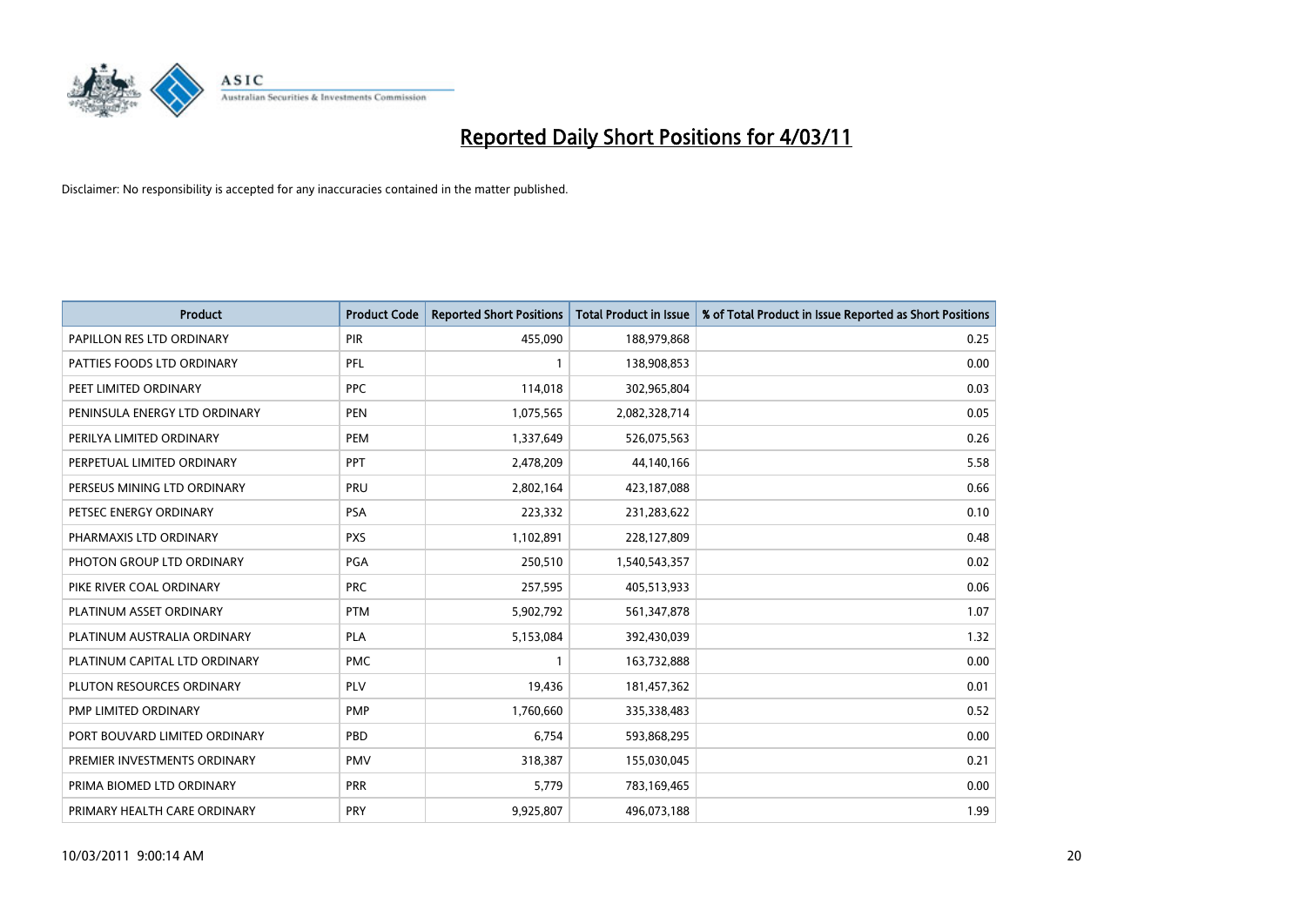# Reported Daily Short Positions for 4/03/11

Disclaimer: No responsibility is accepted for any inaccuracies contained in the matter published.

| Product | Product Code | Reported Short Positions | Total Product in Issue | % of Total Product in Issue Reported as Short Positions |
|---|---|---|---|---|
| PAPILLON RES LTD ORDINARY | PIR | 455,090 | 188,979,868 | 0.25 |
| PATTIES FOODS LTD ORDINARY | PFL | 1 | 138,908,853 | 0.00 |
| PEET LIMITED ORDINARY | PPC | 114,018 | 302,965,804 | 0.03 |
| PENINSULA ENERGY LTD ORDINARY | PEN | 1,075,565 | 2,082,328,714 | 0.05 |
| PERILYA LIMITED ORDINARY | PEM | 1,337,649 | 526,075,563 | 0.26 |
| PERPETUAL LIMITED ORDINARY | PPT | 2,478,209 | 44,140,166 | 5.58 |
| PERSEUS MINING LTD ORDINARY | PRU | 2,802,164 | 423,187,088 | 0.66 |
| PETSEC ENERGY ORDINARY | PSA | 223,332 | 231,283,622 | 0.10 |
| PHARMAXIS LTD ORDINARY | PXS | 1,102,891 | 228,127,809 | 0.48 |
| PHOTON GROUP LTD ORDINARY | PGA | 250,510 | 1,540,543,357 | 0.02 |
| PIKE RIVER COAL ORDINARY | PRC | 257,595 | 405,513,933 | 0.06 |
| PLATINUM ASSET ORDINARY | PTM | 5,902,792 | 561,347,878 | 1.07 |
| PLATINUM AUSTRALIA ORDINARY | PLA | 5,153,084 | 392,430,039 | 1.32 |
| PLATINUM CAPITAL LTD ORDINARY | PMC | 1 | 163,732,888 | 0.00 |
| PLUTON RESOURCES ORDINARY | PLV | 19,436 | 181,457,362 | 0.01 |
| PMP LIMITED ORDINARY | PMP | 1,760,660 | 335,338,483 | 0.52 |
| PORT BOUVARD LIMITED ORDINARY | PBD | 6,754 | 593,868,295 | 0.00 |
| PREMIER INVESTMENTS ORDINARY | PMV | 318,387 | 155,030,045 | 0.21 |
| PRIMA BIOMED LTD ORDINARY | PRR | 5,779 | 783,169,465 | 0.00 |
| PRIMARY HEALTH CARE ORDINARY | PRY | 9,925,807 | 496,073,188 | 1.99 |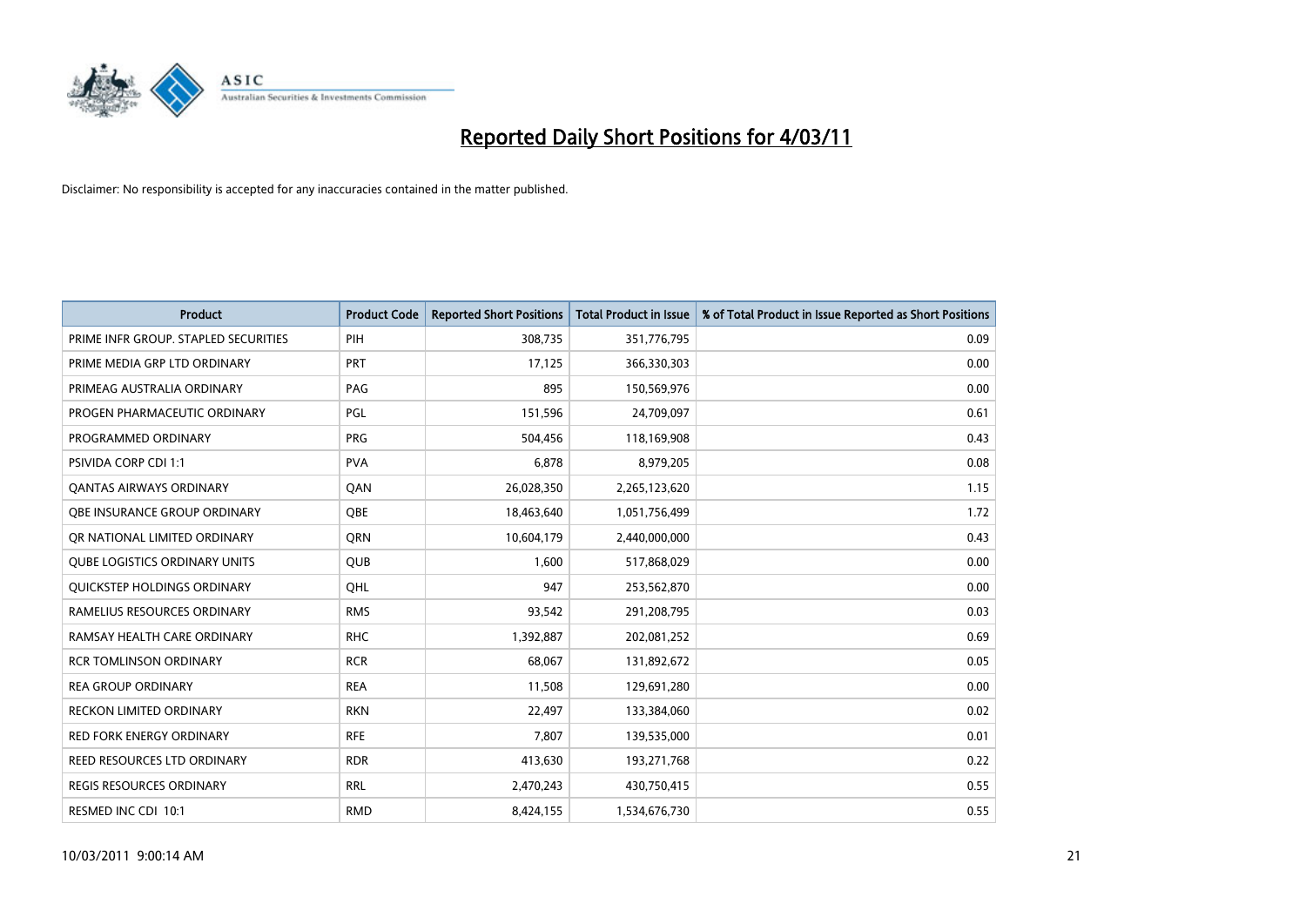# Reported Daily Short Positions for 4/03/11

Disclaimer: No responsibility is accepted for any inaccuracies contained in the matter published.

| Product | Product Code | Reported Short Positions | Total Product in Issue | % of Total Product in Issue Reported as Short Positions |
|---|---|---|---|---|
| PRIME INFR GROUP. STAPLED SECURITIES | PIH | 308,735 | 351,776,795 | 0.09 |
| PRIME MEDIA GRP LTD ORDINARY | PRT | 17,125 | 366,330,303 | 0.00 |
| PRIMEAG AUSTRALIA ORDINARY | PAG | 895 | 150,569,976 | 0.00 |
| PROGEN PHARMACEUTIC ORDINARY | PGL | 151,596 | 24,709,097 | 0.61 |
| PROGRAMMED ORDINARY | PRG | 504,456 | 118,169,908 | 0.43 |
| PSIVIDA CORP CDI 1:1 | PVA | 6,878 | 8,979,205 | 0.08 |
| QANTAS AIRWAYS ORDINARY | QAN | 26,028,350 | 2,265,123,620 | 1.15 |
| QBE INSURANCE GROUP ORDINARY | QBE | 18,463,640 | 1,051,756,499 | 1.72 |
| QR NATIONAL LIMITED ORDINARY | QRN | 10,604,179 | 2,440,000,000 | 0.43 |
| QUBE LOGISTICS ORDINARY UNITS | QUB | 1,600 | 517,868,029 | 0.00 |
| QUICKSTEP HOLDINGS ORDINARY | QHL | 947 | 253,562,870 | 0.00 |
| RAMELIUS RESOURCES ORDINARY | RMS | 93,542 | 291,208,795 | 0.03 |
| RAMSAY HEALTH CARE ORDINARY | RHC | 1,392,887 | 202,081,252 | 0.69 |
| RCR TOMLINSON ORDINARY | RCR | 68,067 | 131,892,672 | 0.05 |
| REA GROUP ORDINARY | REA | 11,508 | 129,691,280 | 0.00 |
| RECKON LIMITED ORDINARY | RKN | 22,497 | 133,384,060 | 0.02 |
| RED FORK ENERGY ORDINARY | RFE | 7,807 | 139,535,000 | 0.01 |
| REED RESOURCES LTD ORDINARY | RDR | 413,630 | 193,271,768 | 0.22 |
| REGIS RESOURCES ORDINARY | RRL | 2,470,243 | 430,750,415 | 0.55 |
| RESMED INC CDI 10:1 | RMD | 8,424,155 | 1,534,676,730 | 0.55 |

10/03/2011 9:00:14 AM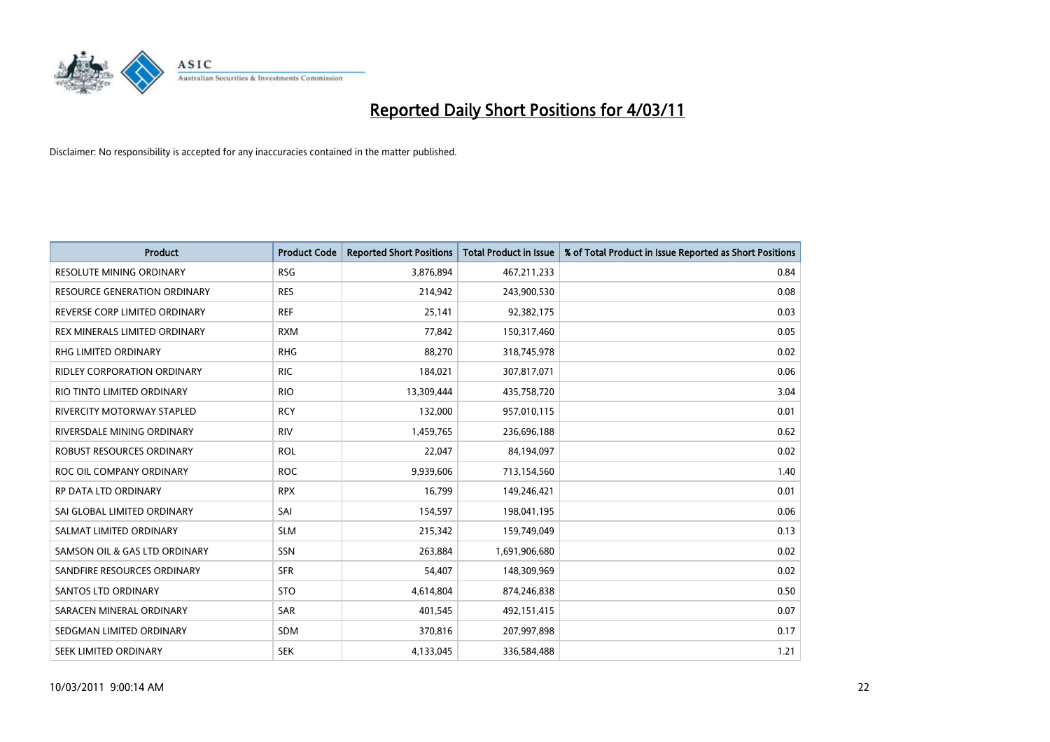# Reported Daily Short Positions for 4/03/11

Disclaimer: No responsibility is accepted for any inaccuracies contained in the matter published.

| Product | Product Code | Reported Short Positions | Total Product in Issue | % of Total Product in Issue Reported as Short Positions |
|---|---|---|---|---|
| RESOLUTE MINING ORDINARY | RSG | 3,876,894 | 467,211,233 | 0.84 |
| RESOURCE GENERATION ORDINARY | RES | 214,942 | 243,900,530 | 0.08 |
| REVERSE CORP LIMITED ORDINARY | REF | 25,141 | 92,382,175 | 0.03 |
| REX MINERALS LIMITED ORDINARY | RXM | 77,842 | 150,317,460 | 0.05 |
| RHG LIMITED ORDINARY | RHG | 88,270 | 318,745,978 | 0.02 |
| RIDLEY CORPORATION ORDINARY | RIC | 184,021 | 307,817,071 | 0.06 |
| RIO TINTO LIMITED ORDINARY | RIO | 13,309,444 | 435,758,720 | 3.04 |
| RIVERCITY MOTORWAY STAPLED | RCY | 132,000 | 957,010,115 | 0.01 |
| RIVERSDALE MINING ORDINARY | RIV | 1,459,765 | 236,696,188 | 0.62 |
| ROBUST RESOURCES ORDINARY | ROL | 22,047 | 84,194,097 | 0.02 |
| ROC OIL COMPANY ORDINARY | ROC | 9,939,606 | 713,154,560 | 1.40 |
| RP DATA LTD ORDINARY | RPX | 16,799 | 149,246,421 | 0.01 |
| SAI GLOBAL LIMITED ORDINARY | SAI | 154,597 | 198,041,195 | 0.06 |
| SALMAT LIMITED ORDINARY | SLM | 215,342 | 159,749,049 | 0.13 |
| SAMSON OIL & GAS LTD ORDINARY | SSN | 263,884 | 1,691,906,680 | 0.02 |
| SANDFIRE RESOURCES ORDINARY | SFR | 54,407 | 148,309,969 | 0.02 |
| SANTOS LTD ORDINARY | STO | 4,614,804 | 874,246,838 | 0.50 |
| SARACEN MINERAL ORDINARY | SAR | 401,545 | 492,151,415 | 0.07 |
| SEDGMAN LIMITED ORDINARY | SDM | 370,816 | 207,997,898 | 0.17 |
| SEEK LIMITED ORDINARY | SEK | 4,133,045 | 336,584,488 | 1.21 |

10/03/2011 9:00:14 AM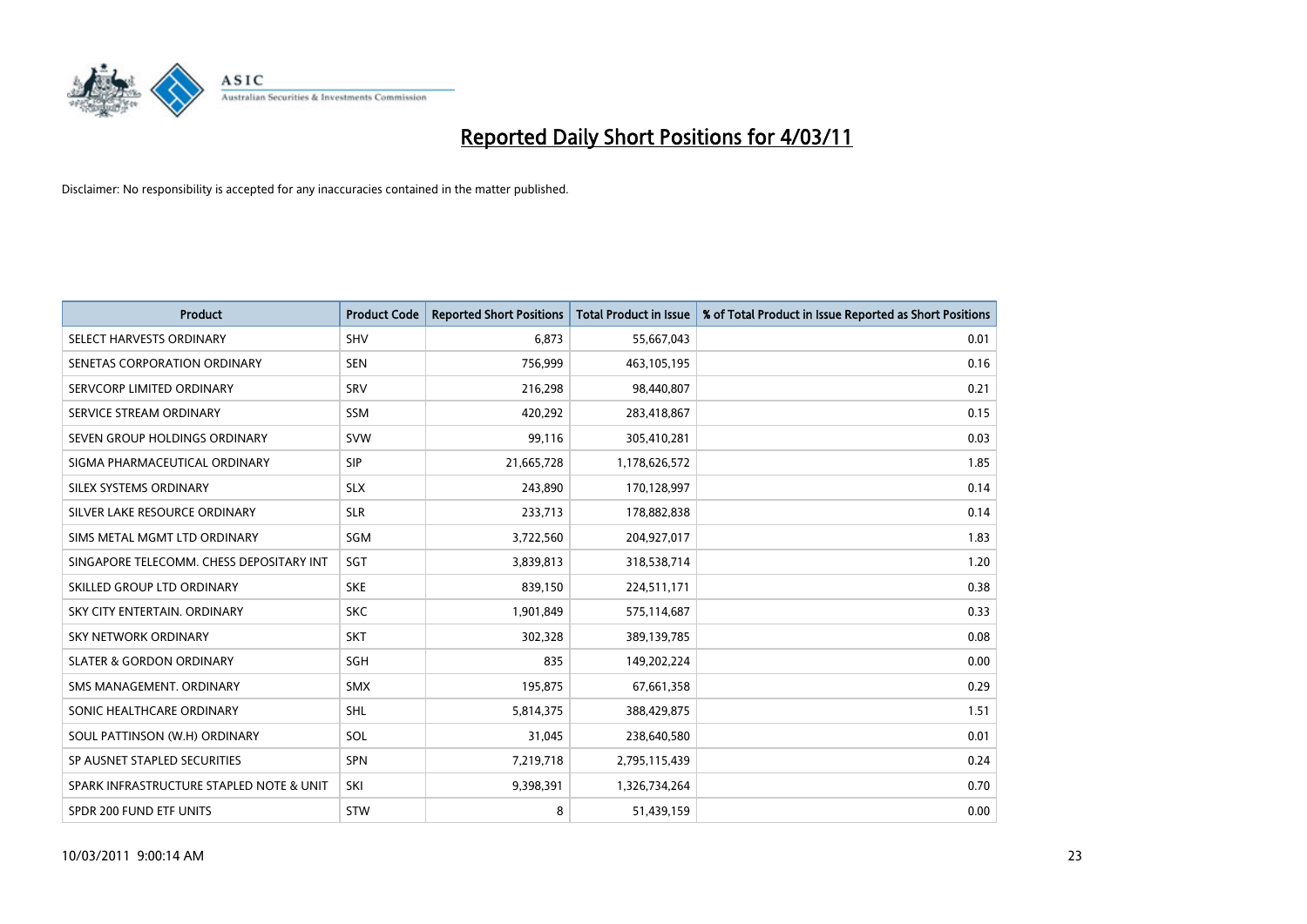# Reported Daily Short Positions for 4/03/11

Disclaimer: No responsibility is accepted for any inaccuracies contained in the matter published.

| Product | Product Code | Reported Short Positions | Total Product in Issue | % of Total Product in Issue Reported as Short Positions |
|---|---|---|---|---|
| SELECT HARVESTS ORDINARY | SHV | 6,873 | 55,667,043 | 0.01 |
| SENETAS CORPORATION ORDINARY | SEN | 756,999 | 463,105,195 | 0.16 |
| SERVCORP LIMITED ORDINARY | SRV | 216,298 | 98,440,807 | 0.21 |
| SERVICE STREAM ORDINARY | SSM | 420,292 | 283,418,867 | 0.15 |
| SEVEN GROUP HOLDINGS ORDINARY | SVW | 99,116 | 305,410,281 | 0.03 |
| SIGMA PHARMACEUTICAL ORDINARY | SIP | 21,665,728 | 1,178,626,572 | 1.85 |
| SILEX SYSTEMS ORDINARY | SLX | 243,890 | 170,128,997 | 0.14 |
| SILVER LAKE RESOURCE ORDINARY | SLR | 233,713 | 178,882,838 | 0.14 |
| SIMS METAL MGMT LTD ORDINARY | SGM | 3,722,560 | 204,927,017 | 1.83 |
| SINGAPORE TELECOMM. CHESS DEPOSITARY INT | SGT | 3,839,813 | 318,538,714 | 1.20 |
| SKILLED GROUP LTD ORDINARY | SKE | 839,150 | 224,511,171 | 0.38 |
| SKY CITY ENTERTAIN. ORDINARY | SKC | 1,901,849 | 575,114,687 | 0.33 |
| SKY NETWORK ORDINARY | SKT | 302,328 | 389,139,785 | 0.08 |
| SLATER & GORDON ORDINARY | SGH | 835 | 149,202,224 | 0.00 |
| SMS MANAGEMENT. ORDINARY | SMX | 195,875 | 67,661,358 | 0.29 |
| SONIC HEALTHCARE ORDINARY | SHL | 5,814,375 | 388,429,875 | 1.51 |
| SOUL PATTINSON (W.H) ORDINARY | SOL | 31,045 | 238,640,580 | 0.01 |
| SP AUSNET STAPLED SECURITIES | SPN | 7,219,718 | 2,795,115,439 | 0.24 |
| SPARK INFRASTRUCTURE STAPLED NOTE & UNIT | SKI | 9,398,391 | 1,326,734,264 | 0.70 |
| SPDR 200 FUND ETF UNITS | STW | 8 | 51,439,159 | 0.00 |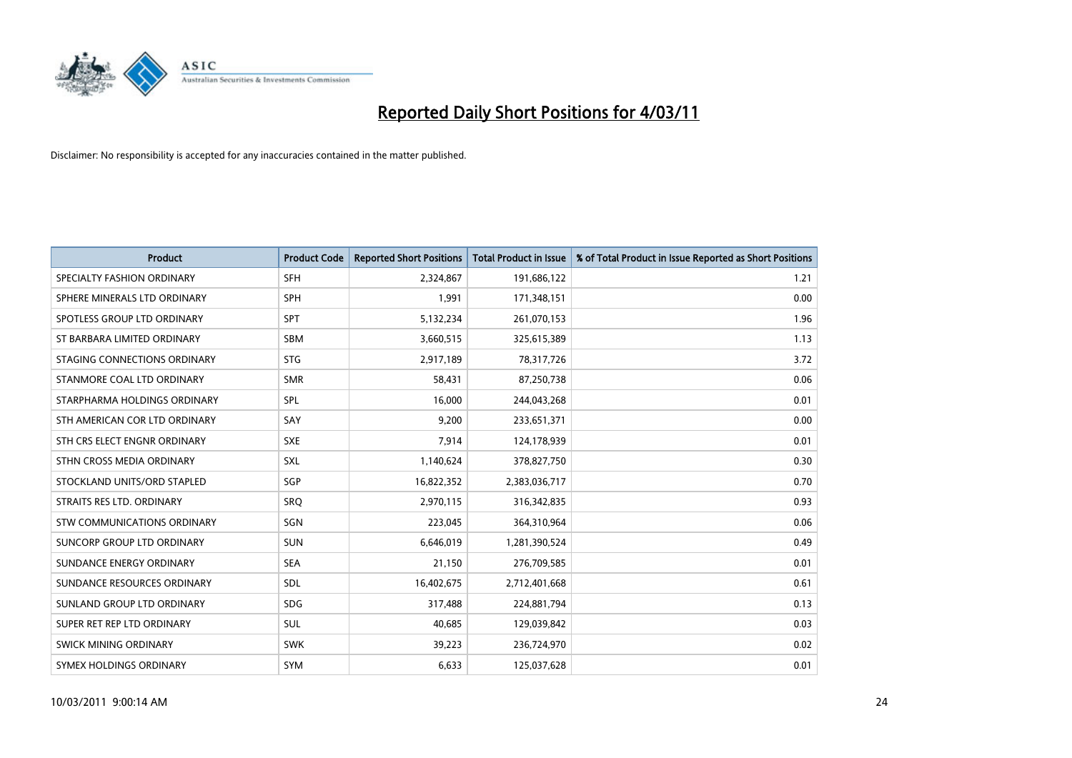# Reported Daily Short Positions for 4/03/11

Disclaimer: No responsibility is accepted for any inaccuracies contained in the matter published.

| Product | Product Code | Reported Short Positions | Total Product in Issue | % of Total Product in Issue Reported as Short Positions |
|---|---|---|---|---|
| SPECIALTY FASHION ORDINARY | SFH | 2,324,867 | 191,686,122 | 1.21 |
| SPHERE MINERALS LTD ORDINARY | SPH | 1,991 | 171,348,151 | 0.00 |
| SPOTLESS GROUP LTD ORDINARY | SPT | 5,132,234 | 261,070,153 | 1.96 |
| ST BARBARA LIMITED ORDINARY | SBM | 3,660,515 | 325,615,389 | 1.13 |
| STAGING CONNECTIONS ORDINARY | STG | 2,917,189 | 78,317,726 | 3.72 |
| STANMORE COAL LTD ORDINARY | SMR | 58,431 | 87,250,738 | 0.06 |
| STARPHARMA HOLDINGS ORDINARY | SPL | 16,000 | 244,043,268 | 0.01 |
| STH AMERICAN COR LTD ORDINARY | SAY | 9,200 | 233,651,371 | 0.00 |
| STH CRS ELECT ENGNR ORDINARY | SXE | 7,914 | 124,178,939 | 0.01 |
| STHN CROSS MEDIA ORDINARY | SXL | 1,140,624 | 378,827,750 | 0.30 |
| STOCKLAND UNITS/ORD STAPLED | SGP | 16,822,352 | 2,383,036,717 | 0.70 |
| STRAITS RES LTD. ORDINARY | SRQ | 2,970,115 | 316,342,835 | 0.93 |
| STW COMMUNICATIONS ORDINARY | SGN | 223,045 | 364,310,964 | 0.06 |
| SUNCORP GROUP LTD ORDINARY | SUN | 6,646,019 | 1,281,390,524 | 0.49 |
| SUNDANCE ENERGY ORDINARY | SEA | 21,150 | 276,709,585 | 0.01 |
| SUNDANCE RESOURCES ORDINARY | SDL | 16,402,675 | 2,712,401,668 | 0.61 |
| SUNLAND GROUP LTD ORDINARY | SDG | 317,488 | 224,881,794 | 0.13 |
| SUPER RET REP LTD ORDINARY | SUL | 40,685 | 129,039,842 | 0.03 |
| SWICK MINING ORDINARY | SWK | 39,223 | 236,724,970 | 0.02 |
| SYMEX HOLDINGS ORDINARY | SYM | 6,633 | 125,037,628 | 0.01 |

10/03/2011 9:00:14 AM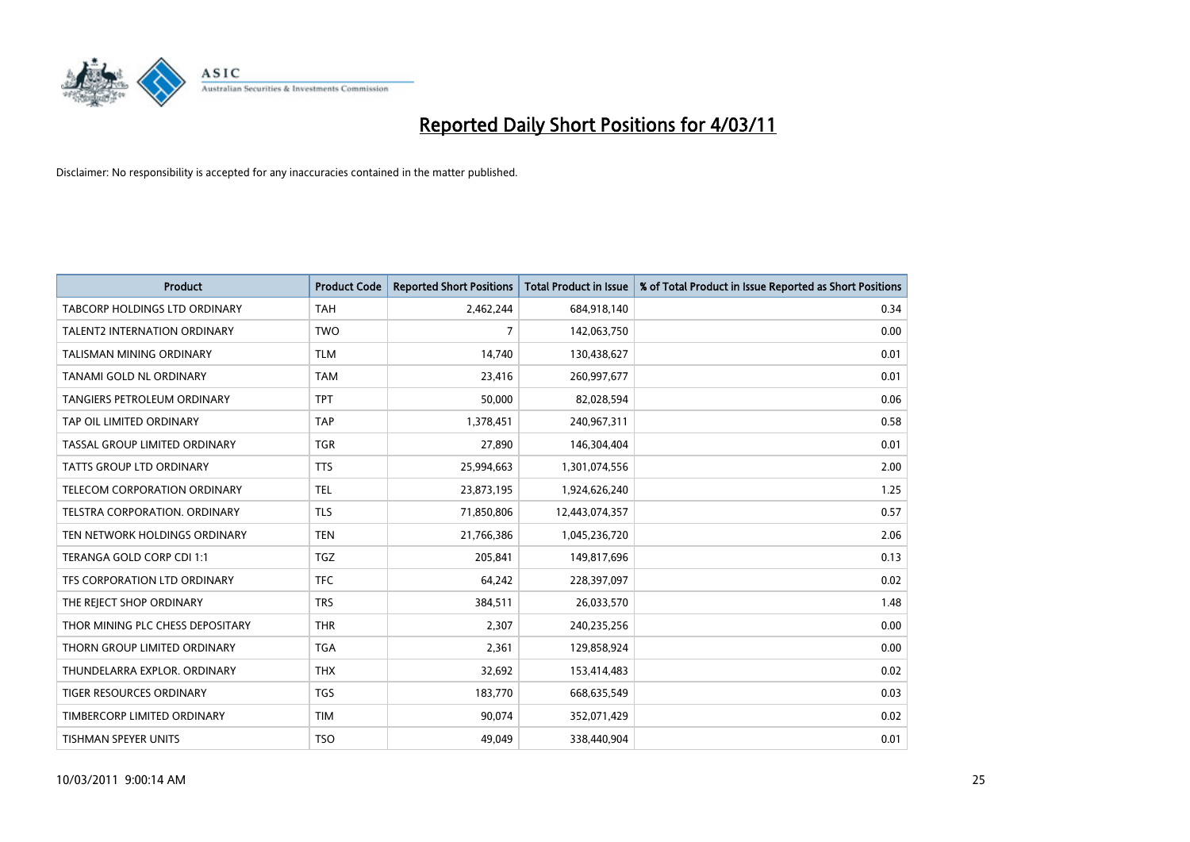# Reported Daily Short Positions for 4/03/11

Disclaimer: No responsibility is accepted for any inaccuracies contained in the matter published.

| Product | Product Code | Reported Short Positions | Total Product in Issue | % of Total Product in Issue Reported as Short Positions |
|---|---|---|---|---|
| TABCORP HOLDINGS LTD ORDINARY | TAH | 2,462,244 | 684,918,140 | 0.34 |
| TALENT2 INTERNATION ORDINARY | TWO | 7 | 142,063,750 | 0.00 |
| TALISMAN MINING ORDINARY | TLM | 14,740 | 130,438,627 | 0.01 |
| TANAMI GOLD NL ORDINARY | TAM | 23,416 | 260,997,677 | 0.01 |
| TANGIERS PETROLEUM ORDINARY | TPT | 50,000 | 82,028,594 | 0.06 |
| TAP OIL LIMITED ORDINARY | TAP | 1,378,451 | 240,967,311 | 0.58 |
| TASSAL GROUP LIMITED ORDINARY | TGR | 27,890 | 146,304,404 | 0.01 |
| TATTS GROUP LTD ORDINARY | TTS | 25,994,663 | 1,301,074,556 | 2.00 |
| TELECOM CORPORATION ORDINARY | TEL | 23,873,195 | 1,924,626,240 | 1.25 |
| TELSTRA CORPORATION. ORDINARY | TLS | 71,850,806 | 12,443,074,357 | 0.57 |
| TEN NETWORK HOLDINGS ORDINARY | TEN | 21,766,386 | 1,045,236,720 | 2.06 |
| TERANGA GOLD CORP CDI 1:1 | TGZ | 205,841 | 149,817,696 | 0.13 |
| TFS CORPORATION LTD ORDINARY | TFC | 64,242 | 228,397,097 | 0.02 |
| THE REJECT SHOP ORDINARY | TRS | 384,511 | 26,033,570 | 1.48 |
| THOR MINING PLC CHESS DEPOSITARY | THR | 2,307 | 240,235,256 | 0.00 |
| THORN GROUP LIMITED ORDINARY | TGA | 2,361 | 129,858,924 | 0.00 |
| THUNDELARRA EXPLOR. ORDINARY | THX | 32,692 | 153,414,483 | 0.02 |
| TIGER RESOURCES ORDINARY | TGS | 183,770 | 668,635,549 | 0.03 |
| TIMBERCORP LIMITED ORDINARY | TIM | 90,074 | 352,071,429 | 0.02 |
| TISHMAN SPEYER UNITS | TSO | 49,049 | 338,440,904 | 0.01 |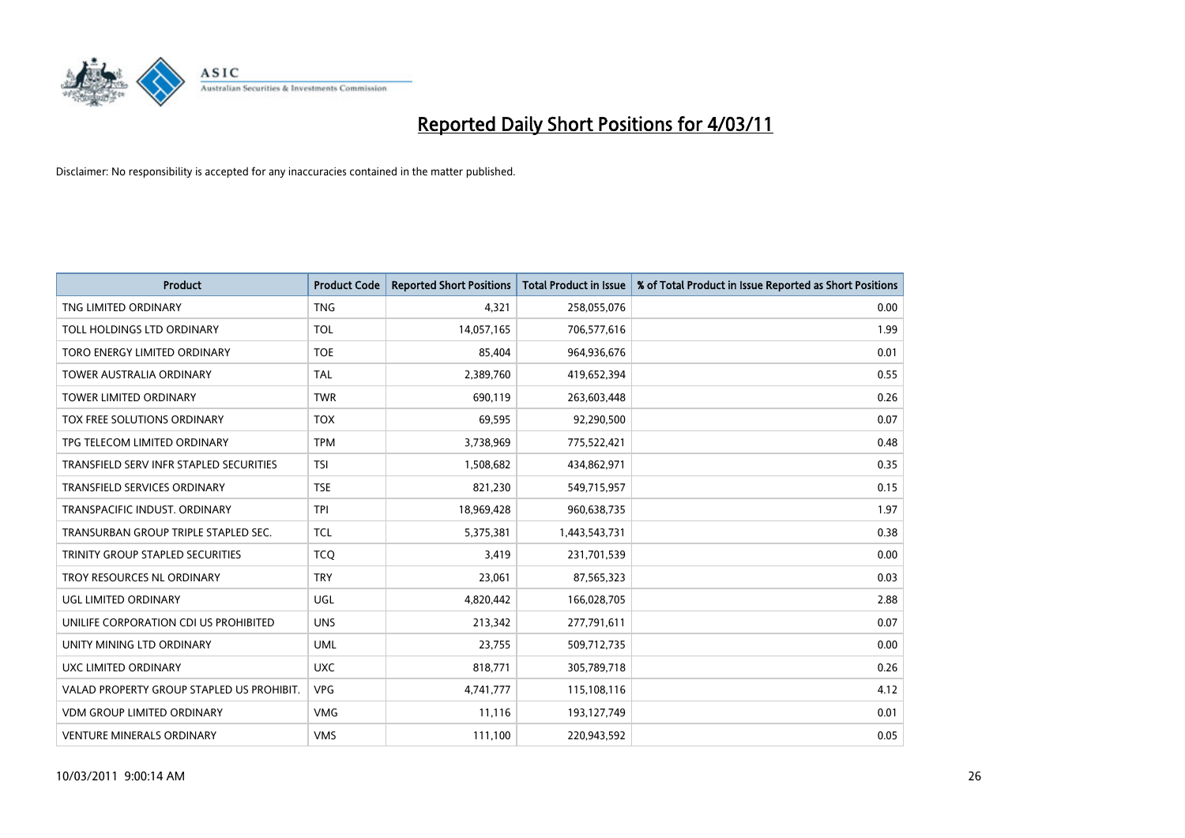# Reported Daily Short Positions for 4/03/11

Disclaimer: No responsibility is accepted for any inaccuracies contained in the matter published.

| Product | Product Code | Reported Short Positions | Total Product in Issue | % of Total Product in Issue Reported as Short Positions |
|---|---|---|---|---|
| TNG LIMITED ORDINARY | TNG | 4,321 | 258,055,076 | 0.00 |
| TOLL HOLDINGS LTD ORDINARY | TOL | 14,057,165 | 706,577,616 | 1.99 |
| TORO ENERGY LIMITED ORDINARY | TOE | 85,404 | 964,936,676 | 0.01 |
| TOWER AUSTRALIA ORDINARY | TAL | 2,389,760 | 419,652,394 | 0.55 |
| TOWER LIMITED ORDINARY | TWR | 690,119 | 263,603,448 | 0.26 |
| TOX FREE SOLUTIONS ORDINARY | TOX | 69,595 | 92,290,500 | 0.07 |
| TPG TELECOM LIMITED ORDINARY | TPM | 3,738,969 | 775,522,421 | 0.48 |
| TRANSFIELD SERV INFR STAPLED SECURITIES | TSI | 1,508,682 | 434,862,971 | 0.35 |
| TRANSFIELD SERVICES ORDINARY | TSE | 821,230 | 549,715,957 | 0.15 |
| TRANSPACIFIC INDUST. ORDINARY | TPI | 18,969,428 | 960,638,735 | 1.97 |
| TRANSURBAN GROUP TRIPLE STAPLED SEC. | TCL | 5,375,381 | 1,443,543,731 | 0.38 |
| TRINITY GROUP STAPLED SECURITIES | TCQ | 3,419 | 231,701,539 | 0.00 |
| TROY RESOURCES NL ORDINARY | TRY | 23,061 | 87,565,323 | 0.03 |
| UGL LIMITED ORDINARY | UGL | 4,820,442 | 166,028,705 | 2.88 |
| UNILIFE CORPORATION CDI US PROHIBITED | UNS | 213,342 | 277,791,611 | 0.07 |
| UNITY MINING LTD ORDINARY | UML | 23,755 | 509,712,735 | 0.00 |
| UXC LIMITED ORDINARY | UXC | 818,771 | 305,789,718 | 0.26 |
| VALAD PROPERTY GROUP STAPLED US PROHIBIT. | VPG | 4,741,777 | 115,108,116 | 4.12 |
| VDM GROUP LIMITED ORDINARY | VMG | 11,116 | 193,127,749 | 0.01 |
| VENTURE MINERALS ORDINARY | VMS | 111,100 | 220,943,592 | 0.05 |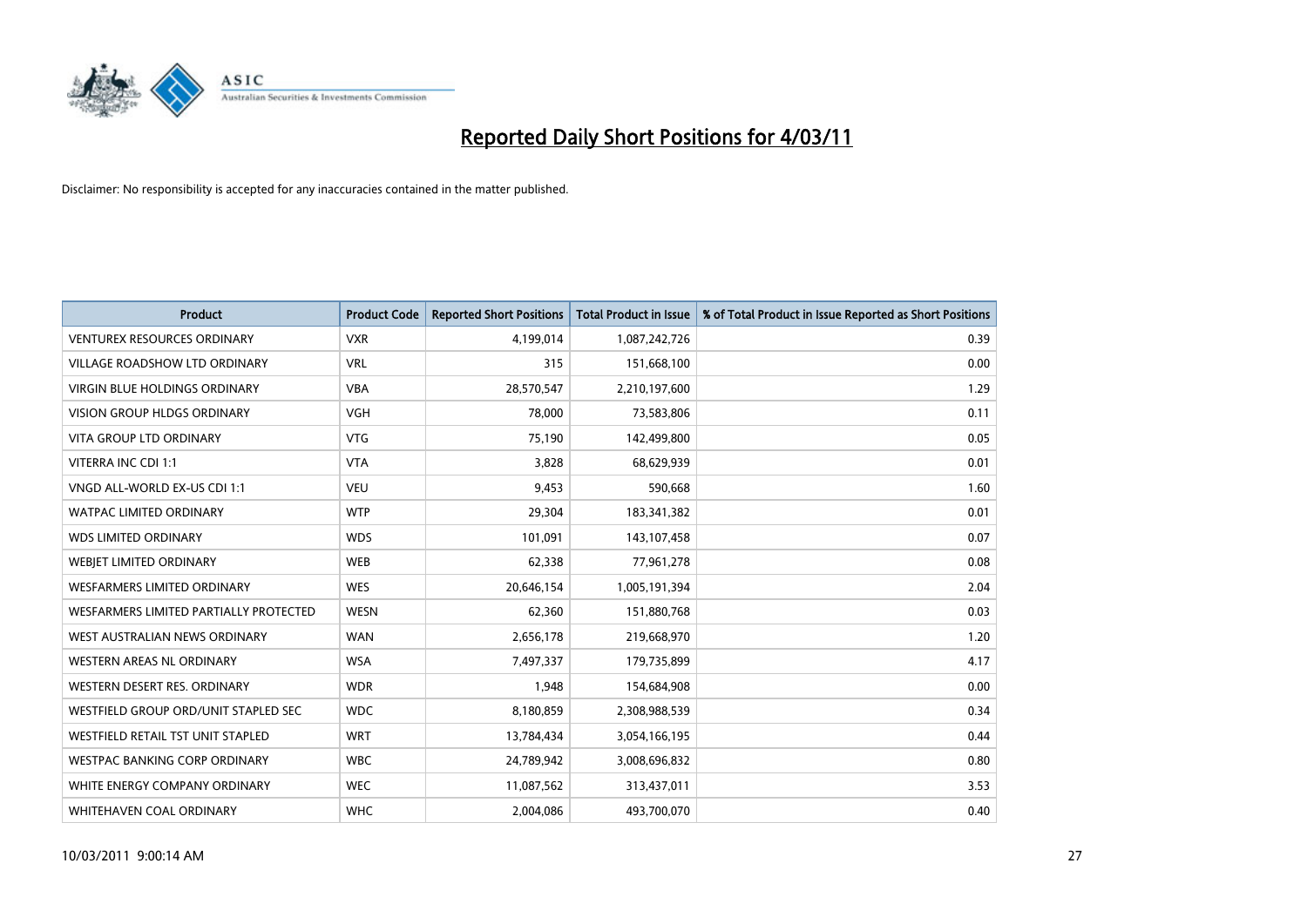# Reported Daily Short Positions for 4/03/11

Disclaimer: No responsibility is accepted for any inaccuracies contained in the matter published.

| Product | Product Code | Reported Short Positions | Total Product in Issue | % of Total Product in Issue Reported as Short Positions |
|---|---|---|---|---|
| VENTUREX RESOURCES ORDINARY | VXR | 4,199,014 | 1,087,242,726 | 0.39 |
| VILLAGE ROADSHOW LTD ORDINARY | VRL | 315 | 151,668,100 | 0.00 |
| VIRGIN BLUE HOLDINGS ORDINARY | VBA | 28,570,547 | 2,210,197,600 | 1.29 |
| VISION GROUP HLDGS ORDINARY | VGH | 78,000 | 73,583,806 | 0.11 |
| VITA GROUP LTD ORDINARY | VTG | 75,190 | 142,499,800 | 0.05 |
| VITERRA INC CDI 1:1 | VTA | 3,828 | 68,629,939 | 0.01 |
| VNGD ALL-WORLD EX-US CDI 1:1 | VEU | 9,453 | 590,668 | 1.60 |
| WATPAC LIMITED ORDINARY | WTP | 29,304 | 183,341,382 | 0.01 |
| WDS LIMITED ORDINARY | WDS | 101,091 | 143,107,458 | 0.07 |
| WEBJET LIMITED ORDINARY | WEB | 62,338 | 77,961,278 | 0.08 |
| WESFARMERS LIMITED ORDINARY | WES | 20,646,154 | 1,005,191,394 | 2.04 |
| WESFARMERS LIMITED PARTIALLY PROTECTED | WESN | 62,360 | 151,880,768 | 0.03 |
| WEST AUSTRALIAN NEWS ORDINARY | WAN | 2,656,178 | 219,668,970 | 1.20 |
| WESTERN AREAS NL ORDINARY | WSA | 7,497,337 | 179,735,899 | 4.17 |
| WESTERN DESERT RES. ORDINARY | WDR | 1,948 | 154,684,908 | 0.00 |
| WESTFIELD GROUP ORD/UNIT STAPLED SEC | WDC | 8,180,859 | 2,308,988,539 | 0.34 |
| WESTFIELD RETAIL TST UNIT STAPLED | WRT | 13,784,434 | 3,054,166,195 | 0.44 |
| WESTPAC BANKING CORP ORDINARY | WBC | 24,789,942 | 3,008,696,832 | 0.80 |
| WHITE ENERGY COMPANY ORDINARY | WEC | 11,087,562 | 313,437,011 | 3.53 |
| WHITEHAVEN COAL ORDINARY | WHC | 2,004,086 | 493,700,070 | 0.40 |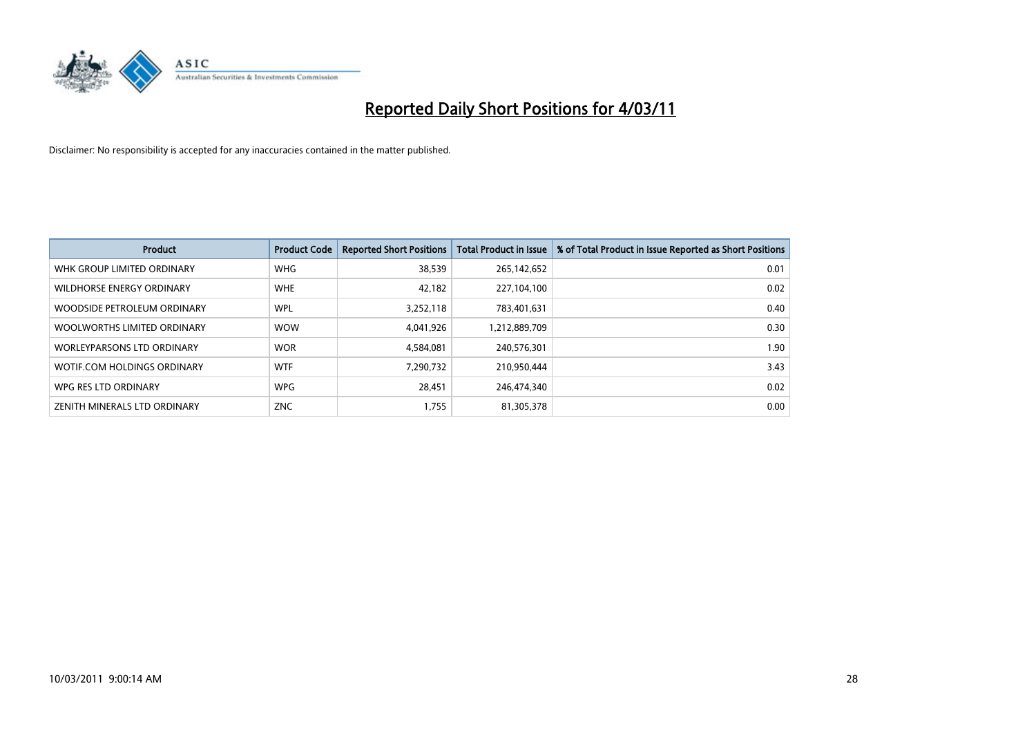# Reported Daily Short Positions for 4/03/11

Disclaimer: No responsibility is accepted for any inaccuracies contained in the matter published.

| Product | Product Code | Reported Short Positions | Total Product in Issue | % of Total Product in Issue Reported as Short Positions |
|---|---|---|---|---|
| WHK GROUP LIMITED ORDINARY | WHG | 38,539 | 265,142,652 | 0.01 |
| WILDHORSE ENERGY ORDINARY | WHE | 42,182 | 227,104,100 | 0.02 |
| WOODSIDE PETROLEUM ORDINARY | WPL | 3,252,118 | 783,401,631 | 0.40 |
| WOOLWORTHS LIMITED ORDINARY | WOW | 4,041,926 | 1,212,889,709 | 0.30 |
| WORLEYPARSONS LTD ORDINARY | WOR | 4,584,081 | 240,576,301 | 1.90 |
| WOTIF.COM HOLDINGS ORDINARY | WTF | 7,290,732 | 210,950,444 | 3.43 |
| WPG RES LTD ORDINARY | WPG | 28,451 | 246,474,340 | 0.02 |
| ZENITH MINERALS LTD ORDINARY | ZNC | 1,755 | 81,305,378 | 0.00 |